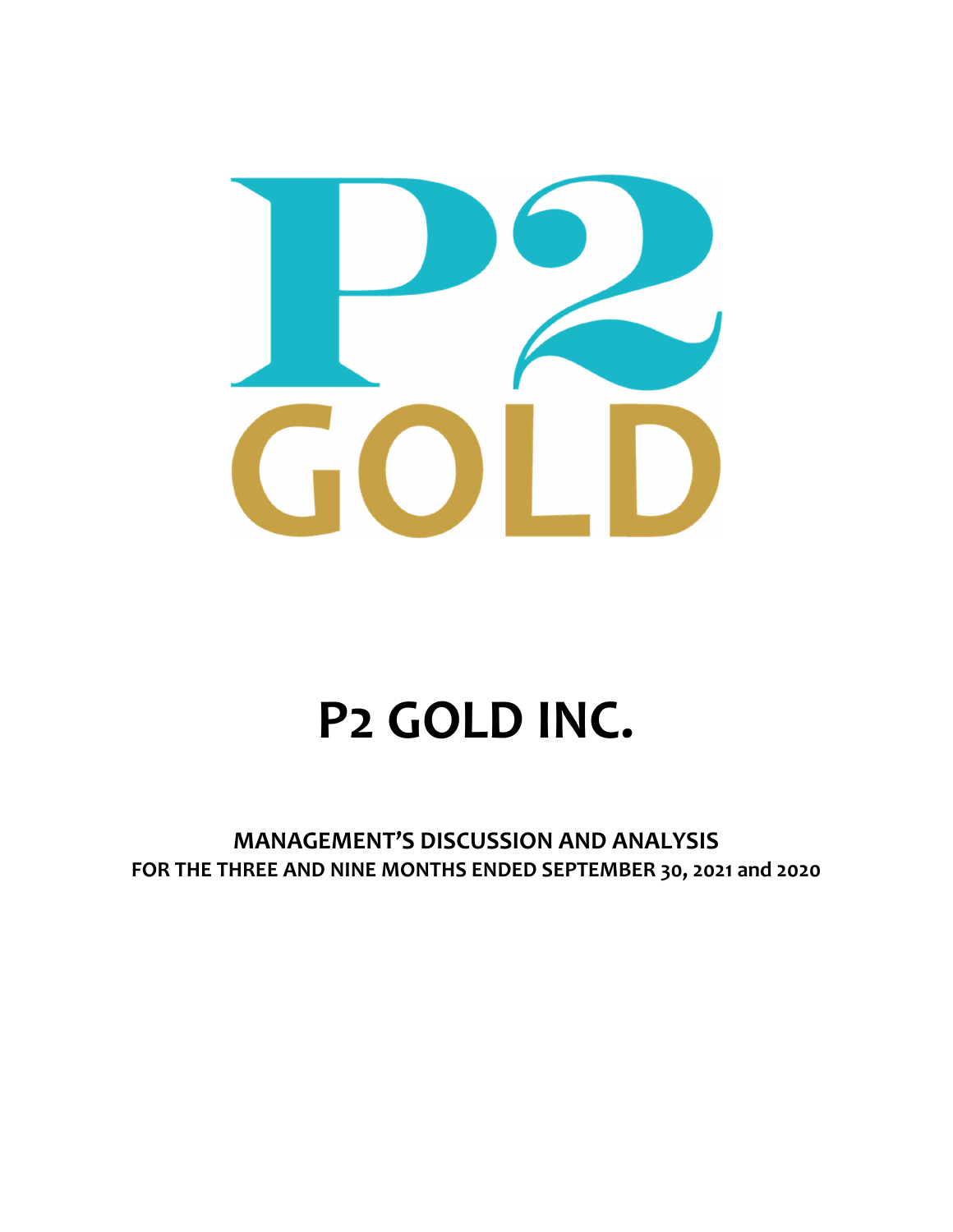# P2 GOLD INC.

## MANAGEMENT'S DISCUSSION AND ANALYSIS
## FOR THE THREE AND NINE MONTHS ENDED SEPTEMBER 30, 2021 and 2020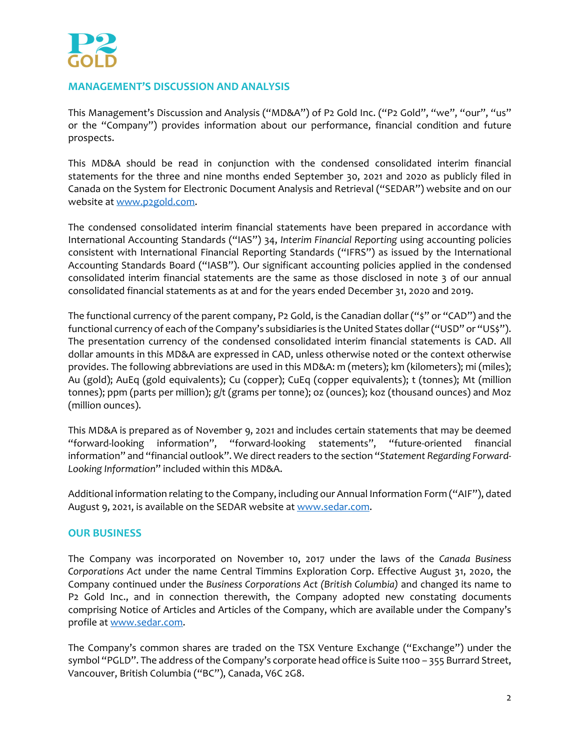## MANAGEMENT'S DISCUSSION AND ANALYSIS

This Management's Discussion and Analysis ("MD&A") of P2 Gold Inc. ("P2 Gold", "we", "our", "us" or the "Company") provides information about our performance, financial condition and future prospects.

This MD&A should be read in conjunction with the condensed consolidated interim financial statements for the three and nine months ended September 30, 2021 and 2020 as publicly filed in Canada on the System for Electronic Document Analysis and Retrieval ("SEDAR") website and on our website at www.p2gold.com.

The condensed consolidated interim financial statements have been prepared in accordance with International Accounting Standards ("IAS") 34, *Interim Financial Reporting* using accounting policies consistent with International Financial Reporting Standards ("IFRS") as issued by the International Accounting Standards Board ("IASB"). Our significant accounting policies applied in the condensed consolidated interim financial statements are the same as those disclosed in note 3 of our annual consolidated financial statements as at and for the years ended December 31, 2020 and 2019.

The functional currency of the parent company, P2 Gold, is the Canadian dollar ("$" or "CAD") and the functional currency of each of the Company's subsidiaries is the United States dollar ("USD" or "US$"). The presentation currency of the condensed consolidated interim financial statements is CAD. All dollar amounts in this MD&A are expressed in CAD, unless otherwise noted or the context otherwise provides. The following abbreviations are used in this MD&A: m (meters); km (kilometers); mi (miles); Au (gold); AuEq (gold equivalents); Cu (copper); CuEq (copper equivalents); t (tonnes); Mt (million tonnes); ppm (parts per million); g/t (grams per tonne); oz (ounces); koz (thousand ounces) and Moz (million ounces).

This MD&A is prepared as of November 9, 2021 and includes certain statements that may be deemed "forward-looking information", "forward-looking statements", "future-oriented financial information" and "financial outlook". We direct readers to the section "*Statement Regarding Forward-Looking Information*" included within this MD&A.

Additional information relating to the Company, including our Annual Information Form ("AIF"), dated August 9, 2021, is available on the SEDAR website at www.sedar.com.

## OUR BUSINESS

The Company was incorporated on November 10, 2017 under the laws of the *Canada Business Corporations Act* under the name Central Timmins Exploration Corp. Effective August 31, 2020, the Company continued under the *Business Corporations Act (British Columbia)* and changed its name to P2 Gold Inc., and in connection therewith, the Company adopted new constating documents comprising Notice of Articles and Articles of the Company, which are available under the Company's profile at www.sedar.com.

The Company's common shares are traded on the TSX Venture Exchange ("Exchange") under the symbol "PGLD". The address of the Company's corporate head office is Suite 1100 – 355 Burrard Street, Vancouver, British Columbia ("BC"), Canada, V6C 2G8.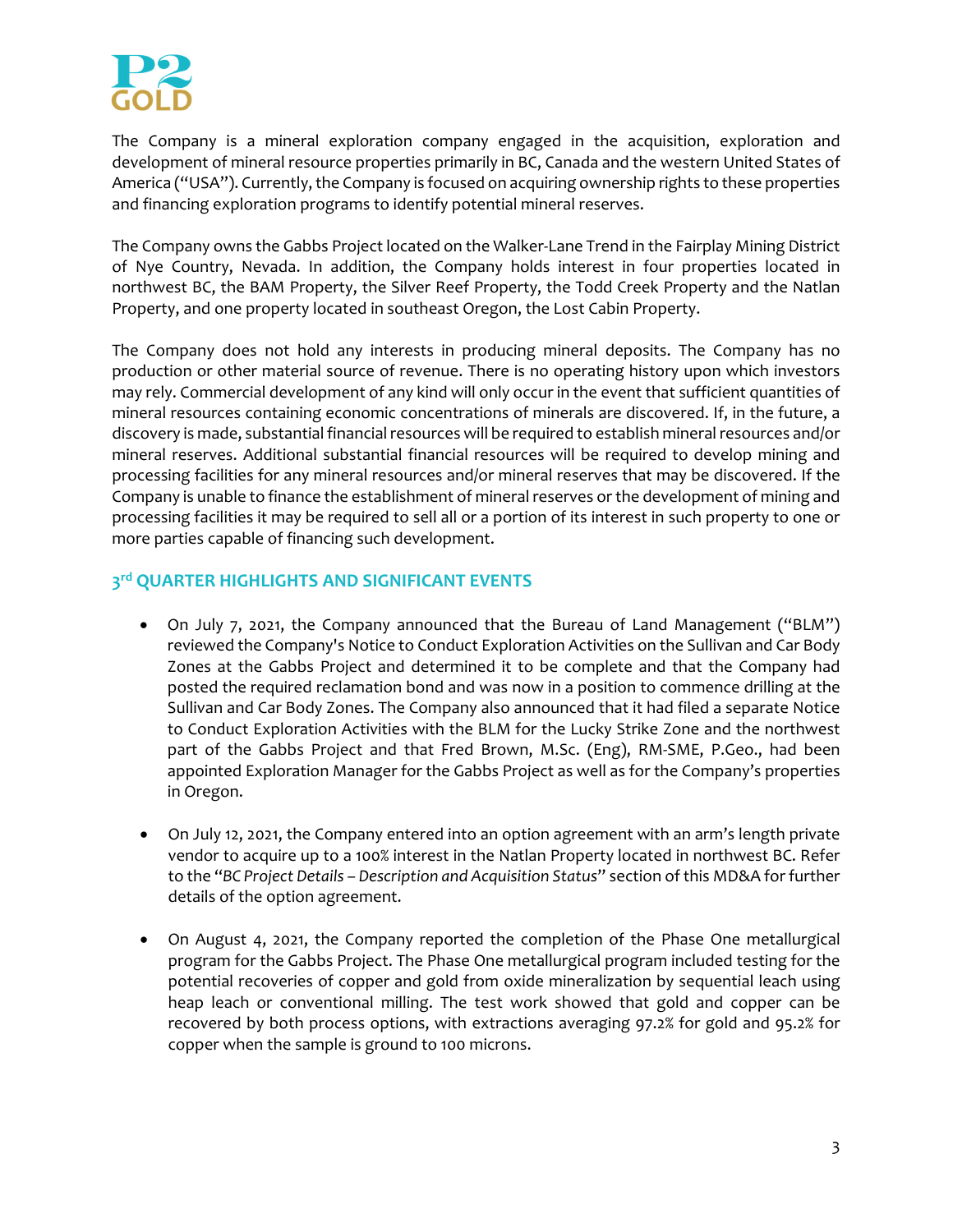The Company is a mineral exploration company engaged in the acquisition, exploration and development of mineral resource properties primarily in BC, Canada and the western United States of America ("USA"). Currently, the Company is focused on acquiring ownership rights to these properties and financing exploration programs to identify potential mineral reserves.

The Company owns the Gabbs Project located on the Walker-Lane Trend in the Fairplay Mining District of Nye Country, Nevada. In addition, the Company holds interest in four properties located in northwest BC, the BAM Property, the Silver Reef Property, the Todd Creek Property and the Natlan Property, and one property located in southeast Oregon, the Lost Cabin Property.

The Company does not hold any interests in producing mineral deposits. The Company has no production or other material source of revenue. There is no operating history upon which investors may rely. Commercial development of any kind will only occur in the event that sufficient quantities of mineral resources containing economic concentrations of minerals are discovered. If, in the future, a discovery is made, substantial financial resources will be required to establish mineral resources and/or mineral reserves. Additional substantial financial resources will be required to develop mining and processing facilities for any mineral resources and/or mineral reserves that may be discovered. If the Company is unable to finance the establishment of mineral reserves or the development of mining and processing facilities it may be required to sell all or a portion of its interest in such property to one or more parties capable of financing such development.

## 3rd QUARTER HIGHLIGHTS AND SIGNIFICANT EVENTS

- On July 7, 2021, the Company announced that the Bureau of Land Management ("BLM") reviewed the Company's Notice to Conduct Exploration Activities on the Sullivan and Car Body Zones at the Gabbs Project and determined it to be complete and that the Company had posted the required reclamation bond and was now in a position to commence drilling at the Sullivan and Car Body Zones. The Company also announced that it had filed a separate Notice to Conduct Exploration Activities with the BLM for the Lucky Strike Zone and the northwest part of the Gabbs Project and that Fred Brown, M.Sc. (Eng), RM-SME, P.Geo., had been appointed Exploration Manager for the Gabbs Project as well as for the Company's properties in Oregon.

- On July 12, 2021, the Company entered into an option agreement with an arm's length private vendor to acquire up to a 100% interest in the Natlan Property located in northwest BC. Refer to the "*BC Project Details – Description and Acquisition Status*" section of this MD&A for further details of the option agreement.

- On August 4, 2021, the Company reported the completion of the Phase One metallurgical program for the Gabbs Project. The Phase One metallurgical program included testing for the potential recoveries of copper and gold from oxide mineralization by sequential leach using heap leach or conventional milling. The test work showed that gold and copper can be recovered by both process options, with extractions averaging 97.2% for gold and 95.2% for copper when the sample is ground to 100 microns.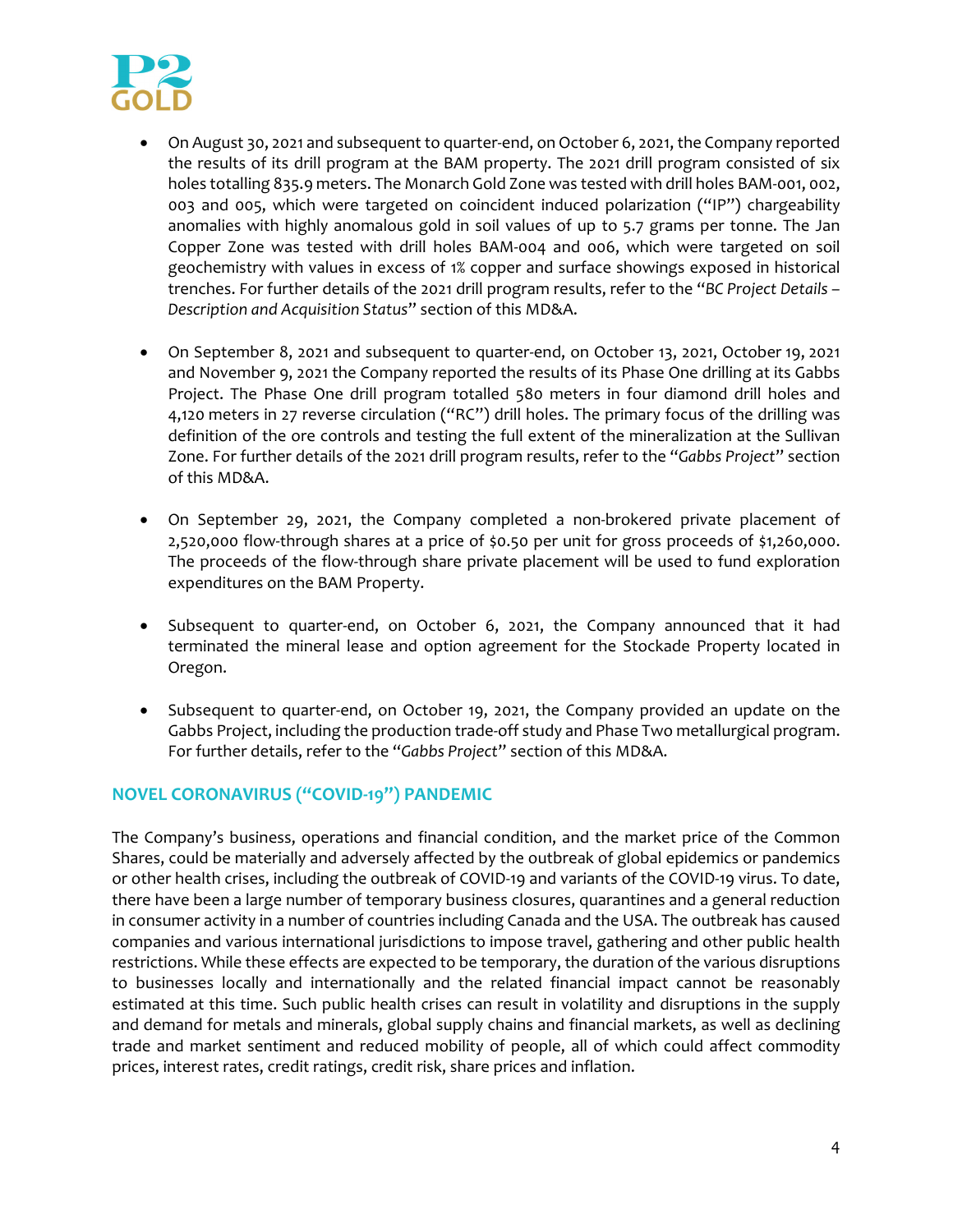- On August 30, 2021 and subsequent to quarter-end, on October 6, 2021, the Company reported the results of its drill program at the BAM property. The 2021 drill program consisted of six holes totalling 835.9 meters. The Monarch Gold Zone was tested with drill holes BAM-001, 002, 003 and 005, which were targeted on coincident induced polarization ("IP") chargeability anomalies with highly anomalous gold in soil values of up to 5.7 grams per tonne. The Jan Copper Zone was tested with drill holes BAM-004 and 006, which were targeted on soil geochemistry with values in excess of 1% copper and surface showings exposed in historical trenches. For further details of the 2021 drill program results, refer to the "*BC Project Details – Description and Acquisition Status*" section of this MD&A.

- On September 8, 2021 and subsequent to quarter-end, on October 13, 2021, October 19, 2021 and November 9, 2021 the Company reported the results of its Phase One drilling at its Gabbs Project. The Phase One drill program totalled 580 meters in four diamond drill holes and 4,120 meters in 27 reverse circulation ("RC") drill holes. The primary focus of the drilling was definition of the ore controls and testing the full extent of the mineralization at the Sullivan Zone. For further details of the 2021 drill program results, refer to the "*Gabbs Project*" section of this MD&A.

- On September 29, 2021, the Company completed a non-brokered private placement of 2,520,000 flow-through shares at a price of $0.50 per unit for gross proceeds of $1,260,000. The proceeds of the flow-through share private placement will be used to fund exploration expenditures on the BAM Property.

- Subsequent to quarter-end, on October 6, 2021, the Company announced that it had terminated the mineral lease and option agreement for the Stockade Property located in Oregon.

- Subsequent to quarter-end, on October 19, 2021, the Company provided an update on the Gabbs Project, including the production trade-off study and Phase Two metallurgical program. For further details, refer to the "*Gabbs Project*" section of this MD&A.

## NOVEL CORONAVIRUS ("COVID-19") PANDEMIC

The Company's business, operations and financial condition, and the market price of the Common Shares, could be materially and adversely affected by the outbreak of global epidemics or pandemics or other health crises, including the outbreak of COVID-19 and variants of the COVID-19 virus. To date, there have been a large number of temporary business closures, quarantines and a general reduction in consumer activity in a number of countries including Canada and the USA. The outbreak has caused companies and various international jurisdictions to impose travel, gathering and other public health restrictions. While these effects are expected to be temporary, the duration of the various disruptions to businesses locally and internationally and the related financial impact cannot be reasonably estimated at this time. Such public health crises can result in volatility and disruptions in the supply and demand for metals and minerals, global supply chains and financial markets, as well as declining trade and market sentiment and reduced mobility of people, all of which could affect commodity prices, interest rates, credit ratings, credit risk, share prices and inflation.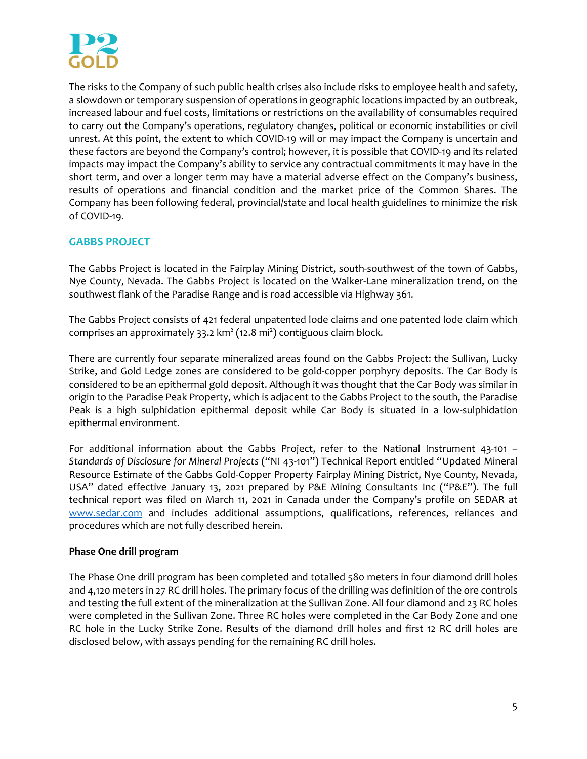The risks to the Company of such public health crises also include risks to employee health and safety, a slowdown or temporary suspension of operations in geographic locations impacted by an outbreak, increased labour and fuel costs, limitations or restrictions on the availability of consumables required to carry out the Company's operations, regulatory changes, political or economic instabilities or civil unrest. At this point, the extent to which COVID-19 will or may impact the Company is uncertain and these factors are beyond the Company's control; however, it is possible that COVID-19 and its related impacts may impact the Company's ability to service any contractual commitments it may have in the short term, and over a longer term may have a material adverse effect on the Company's business, results of operations and financial condition and the market price of the Common Shares. The Company has been following federal, provincial/state and local health guidelines to minimize the risk of COVID-19.

## GABBS PROJECT

The Gabbs Project is located in the Fairplay Mining District, south-southwest of the town of Gabbs, Nye County, Nevada. The Gabbs Project is located on the Walker-Lane mineralization trend, on the southwest flank of the Paradise Range and is road accessible via Highway 361.

The Gabbs Project consists of 421 federal unpatented lode claims and one patented lode claim which comprises an approximately 33.2 $km^2$ (12.8 $mi^2$) contiguous claim block.

There are currently four separate mineralized areas found on the Gabbs Project: the Sullivan, Lucky Strike, and Gold Ledge zones are considered to be gold-copper porphyry deposits. The Car Body is considered to be an epithermal gold deposit. Although it was thought that the Car Body was similar in origin to the Paradise Peak Property, which is adjacent to the Gabbs Project to the south, the Paradise Peak is a high sulphidation epithermal deposit while Car Body is situated in a low-sulphidation epithermal environment.

For additional information about the Gabbs Project, refer to the National Instrument 43-101 – *Standards of Disclosure for Mineral Projects* ("NI 43-101") Technical Report entitled "Updated Mineral Resource Estimate of the Gabbs Gold-Copper Property Fairplay Mining District, Nye County, Nevada, USA" dated effective January 13, 2021 prepared by P&E Mining Consultants Inc ("P&E"). The full technical report was filed on March 11, 2021 in Canada under the Company's profile on SEDAR at www.sedar.com and includes additional assumptions, qualifications, references, reliances and procedures which are not fully described herein.

**Phase One drill program**

The Phase One drill program has been completed and totalled 580 meters in four diamond drill holes and 4,120 meters in 27 RC drill holes. The primary focus of the drilling was definition of the ore controls and testing the full extent of the mineralization at the Sullivan Zone. All four diamond and 23 RC holes were completed in the Sullivan Zone. Three RC holes were completed in the Car Body Zone and one RC hole in the Lucky Strike Zone. Results of the diamond drill holes and first 12 RC drill holes are disclosed below, with assays pending for the remaining RC drill holes.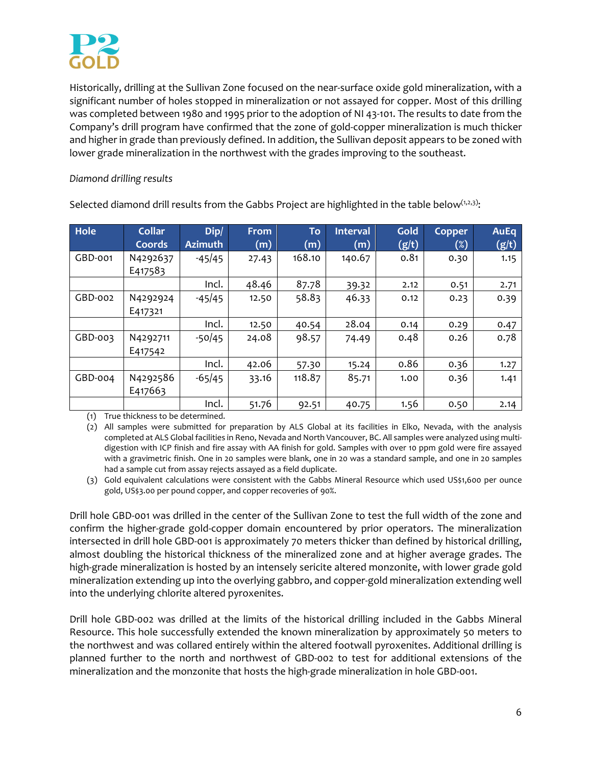Historically, drilling at the Sullivan Zone focused on the near-surface oxide gold mineralization, with a significant number of holes stopped in mineralization or not assayed for copper. Most of this drilling was completed between 1980 and 1995 prior to the adoption of NI 43-101. The results to date from the Company's drill program have confirmed that the zone of gold-copper mineralization is much thicker and higher in grade than previously defined. In addition, the Sullivan deposit appears to be zoned with lower grade mineralization in the northwest with the grades improving to the southeast.

*Diamond drilling results*

Selected diamond drill results from the Gabbs Project are highlighted in the table below[1,2,3]:

| Hole | Collar Coords | Dip/ Azimuth | From (m) | To (m) | Interval (m) | Gold (g/t) | Copper (%) | AuEq (g/t) |
|---|---|---|---|---|---|---|---|---|
| GBD-001 | N4292637 E417583 | -45/45 | 27.43 | 168.10 | 140.67 | 0.81 | 0.30 | 1.15 |
| | | Incl. | 48.46 | 87.78 | 39.32 | 2.12 | 0.51 | 2.71 |
| GBD-002 | N4292924 E417321 | -45/45 | 12.50 | 58.83 | 46.33 | 0.12 | 0.23 | 0.39 |
| | | Incl. | 12.50 | 40.54 | 28.04 | 0.14 | 0.29 | 0.47 |
| GBD-003 | N4292711 E417542 | -50/45 | 24.08 | 98.57 | 74.49 | 0.48 | 0.26 | 0.78 |
| | | Incl. | 42.06 | 57.30 | 15.24 | 0.86 | 0.36 | 1.27 |
| GBD-004 | N4292586 E417663 | -65/45 | 33.16 | 118.87 | 85.71 | 1.00 | 0.36 | 1.41 |
| | | Incl. | 51.76 | 92.51 | 40.75 | 1.56 | 0.50 | 2.14 |

(1) True thickness to be determined.

(2) All samples were submitted for preparation by ALS Global at its facilities in Elko, Nevada, with the analysis completed at ALS Global facilities in Reno, Nevada and North Vancouver, BC. All samples were analyzed using multi-digestion with ICP finish and fire assay with AA finish for gold. Samples with over 10 ppm gold were fire assayed with a gravimetric finish. One in 20 samples were blank, one in 20 was a standard sample, and one in 20 samples had a sample cut from assay rejects assayed as a field duplicate.

(3) Gold equivalent calculations were consistent with the Gabbs Mineral Resource which used US$1,600 per ounce gold, US$3.00 per pound copper, and copper recoveries of 90%.

Drill hole GBD-001 was drilled in the center of the Sullivan Zone to test the full width of the zone and confirm the higher-grade gold-copper domain encountered by prior operators. The mineralization intersected in drill hole GBD-001 is approximately 70 meters thicker than defined by historical drilling, almost doubling the historical thickness of the mineralized zone and at higher average grades. The high-grade mineralization is hosted by an intensely sericite altered monzonite, with lower grade gold mineralization extending up into the overlying gabbro, and copper-gold mineralization extending well into the underlying chlorite altered pyroxenites.

Drill hole GBD-002 was drilled at the limits of the historical drilling included in the Gabbs Mineral Resource. This hole successfully extended the known mineralization by approximately 50 meters to the northwest and was collared entirely within the altered footwall pyroxenites. Additional drilling is planned further to the north and northwest of GBD-002 to test for additional extensions of the mineralization and the monzonite that hosts the high-grade mineralization in hole GBD-001.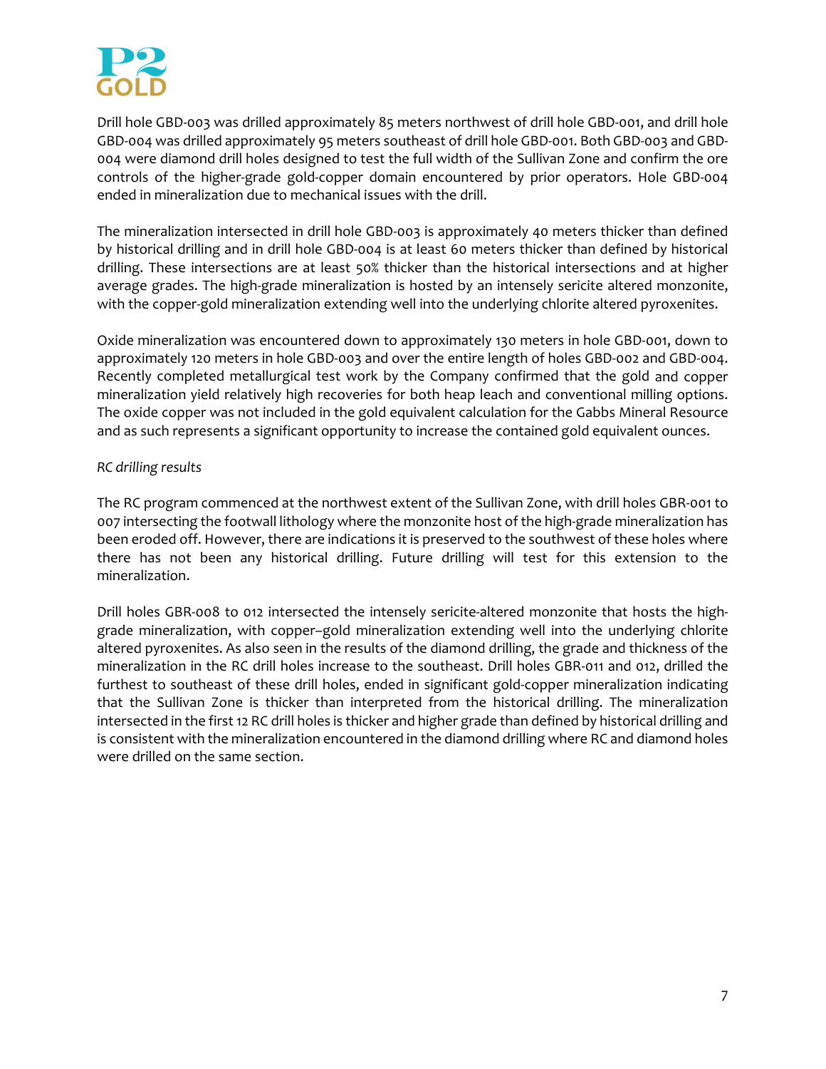Drill hole GBD-003 was drilled approximately 85 meters northwest of drill hole GBD-001, and drill hole GBD-004 was drilled approximately 95 meters southeast of drill hole GBD-001. Both GBD-003 and GBD-004 were diamond drill holes designed to test the full width of the Sullivan Zone and confirm the ore controls of the higher-grade gold-copper domain encountered by prior operators. Hole GBD-004 ended in mineralization due to mechanical issues with the drill.

The mineralization intersected in drill hole GBD-003 is approximately 40 meters thicker than defined by historical drilling and in drill hole GBD-004 is at least 60 meters thicker than defined by historical drilling. These intersections are at least 50% thicker than the historical intersections and at higher average grades. The high-grade mineralization is hosted by an intensely sericite altered monzonite, with the copper-gold mineralization extending well into the underlying chlorite altered pyroxenites.

Oxide mineralization was encountered down to approximately 130 meters in hole GBD-001, down to approximately 120 meters in hole GBD-003 and over the entire length of holes GBD-002 and GBD-004. Recently completed metallurgical test work by the Company confirmed that the gold and copper mineralization yield relatively high recoveries for both heap leach and conventional milling options. The oxide copper was not included in the gold equivalent calculation for the Gabbs Mineral Resource and as such represents a significant opportunity to increase the contained gold equivalent ounces.

*RC drilling results*

The RC program commenced at the northwest extent of the Sullivan Zone, with drill holes GBR-001 to 007 intersecting the footwall lithology where the monzonite host of the high-grade mineralization has been eroded off. However, there are indications it is preserved to the southwest of these holes where there has not been any historical drilling. Future drilling will test for this extension to the mineralization.

Drill holes GBR-008 to 012 intersected the intensely sericite-altered monzonite that hosts the high-grade mineralization, with copper–gold mineralization extending well into the underlying chlorite altered pyroxenites. As also seen in the results of the diamond drilling, the grade and thickness of the mineralization in the RC drill holes increase to the southeast. Drill holes GBR-011 and 012, drilled the furthest to southeast of these drill holes, ended in significant gold-copper mineralization indicating that the Sullivan Zone is thicker than interpreted from the historical drilling. The mineralization intersected in the first 12 RC drill holes is thicker and higher grade than defined by historical drilling and is consistent with the mineralization encountered in the diamond drilling where RC and diamond holes were drilled on the same section.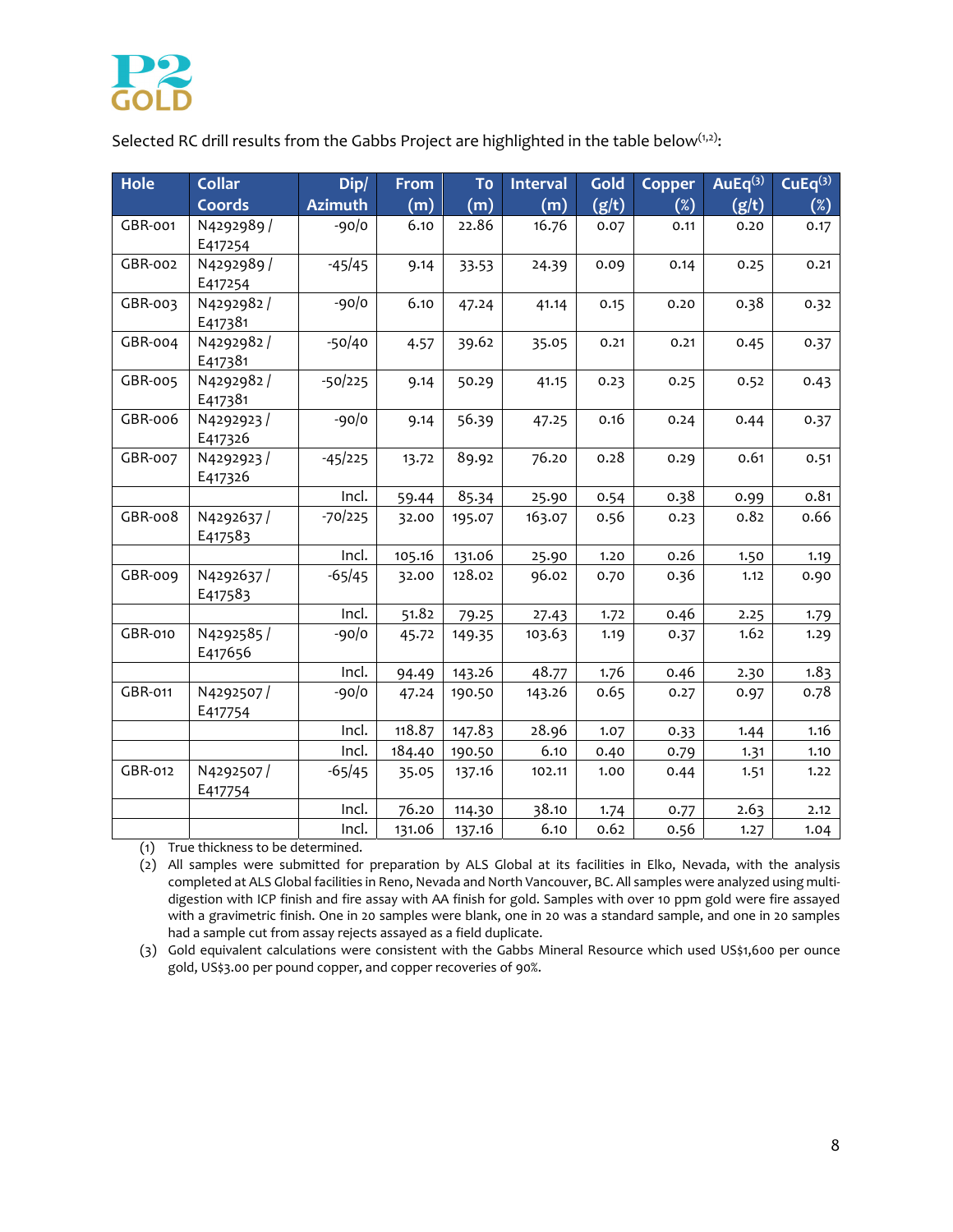Selected RC drill results from the Gabbs Project are highlighted in the table below[1,2]:

| Hole | Collar Coords | Dip/ Azimuth | From (m) | To (m) | Interval (m) | Gold (g/t) | Copper (%) | AuEq[3] (g/t) | CuEq[3] (%) |
|---|---|---|---|---|---|---|---|---|---|
| GBR-001 | N4292989 / E417254 | -90/0 | 6.10 | 22.86 | 16.76 | 0.07 | 0.11 | 0.20 | 0.17 |
| GBR-002 | N4292989 / E417254 | -45/45 | 9.14 | 33.53 | 24.39 | 0.09 | 0.14 | 0.25 | 0.21 |
| GBR-003 | N4292982 / E417381 | -90/0 | 6.10 | 47.24 | 41.14 | 0.15 | 0.20 | 0.38 | 0.32 |
| GBR-004 | N4292982 / E417381 | -50/40 | 4.57 | 39.62 | 35.05 | 0.21 | 0.21 | 0.45 | 0.37 |
| GBR-005 | N4292982 / E417381 | -50/225 | 9.14 | 50.29 | 41.15 | 0.23 | 0.25 | 0.52 | 0.43 |
| GBR-006 | N4292923 / E417326 | -90/0 | 9.14 | 56.39 | 47.25 | 0.16 | 0.24 | 0.44 | 0.37 |
| GBR-007 | N4292923 / E417326 | -45/225 | 13.72 | 89.92 | 76.20 | 0.28 | 0.29 | 0.61 | 0.51 |
| | | Incl. | 59.44 | 85.34 | 25.90 | 0.54 | 0.38 | 0.99 | 0.81 |
| GBR-008 | N4292637 / E417583 | -70/225 | 32.00 | 195.07 | 163.07 | 0.56 | 0.23 | 0.82 | 0.66 |
| | | Incl. | 105.16 | 131.06 | 25.90 | 1.20 | 0.26 | 1.50 | 1.19 |
| GBR-009 | N4292637 / E417583 | -65/45 | 32.00 | 128.02 | 96.02 | 0.70 | 0.36 | 1.12 | 0.90 |
| | | Incl. | 51.82 | 79.25 | 27.43 | 1.72 | 0.46 | 2.25 | 1.79 |
| GBR-010 | N4292585 / E417656 | -90/0 | 45.72 | 149.35 | 103.63 | 1.19 | 0.37 | 1.62 | 1.29 |
| | | Incl. | 94.49 | 143.26 | 48.77 | 1.76 | 0.46 | 2.30 | 1.83 |
| GBR-011 | N4292507 / E417754 | -90/0 | 47.24 | 190.50 | 143.26 | 0.65 | 0.27 | 0.97 | 0.78 |
| | | Incl. | 118.87 | 147.83 | 28.96 | 1.07 | 0.33 | 1.44 | 1.16 |
| | | Incl. | 184.40 | 190.50 | 6.10 | 0.40 | 0.79 | 1.31 | 1.10 |
| GBR-012 | N4292507 / E417754 | -65/45 | 35.05 | 137.16 | 102.11 | 1.00 | 0.44 | 1.51 | 1.22 |
| | | Incl. | 76.20 | 114.30 | 38.10 | 1.74 | 0.77 | 2.63 | 2.12 |
| | | Incl. | 131.06 | 137.16 | 6.10 | 0.62 | 0.56 | 1.27 | 1.04 |

(1) True thickness to be determined.

(2) All samples were submitted for preparation by ALS Global at its facilities in Elko, Nevada, with the analysis completed at ALS Global facilities in Reno, Nevada and North Vancouver, BC. All samples were analyzed using multi-digestion with ICP finish and fire assay with AA finish for gold. Samples with over 10 ppm gold were fire assayed with a gravimetric finish. One in 20 samples were blank, one in 20 was a standard sample, and one in 20 samples had a sample cut from assay rejects assayed as a field duplicate.

(3) Gold equivalent calculations were consistent with the Gabbs Mineral Resource which used US$1,600 per ounce gold, US$3.00 per pound copper, and copper recoveries of 90%.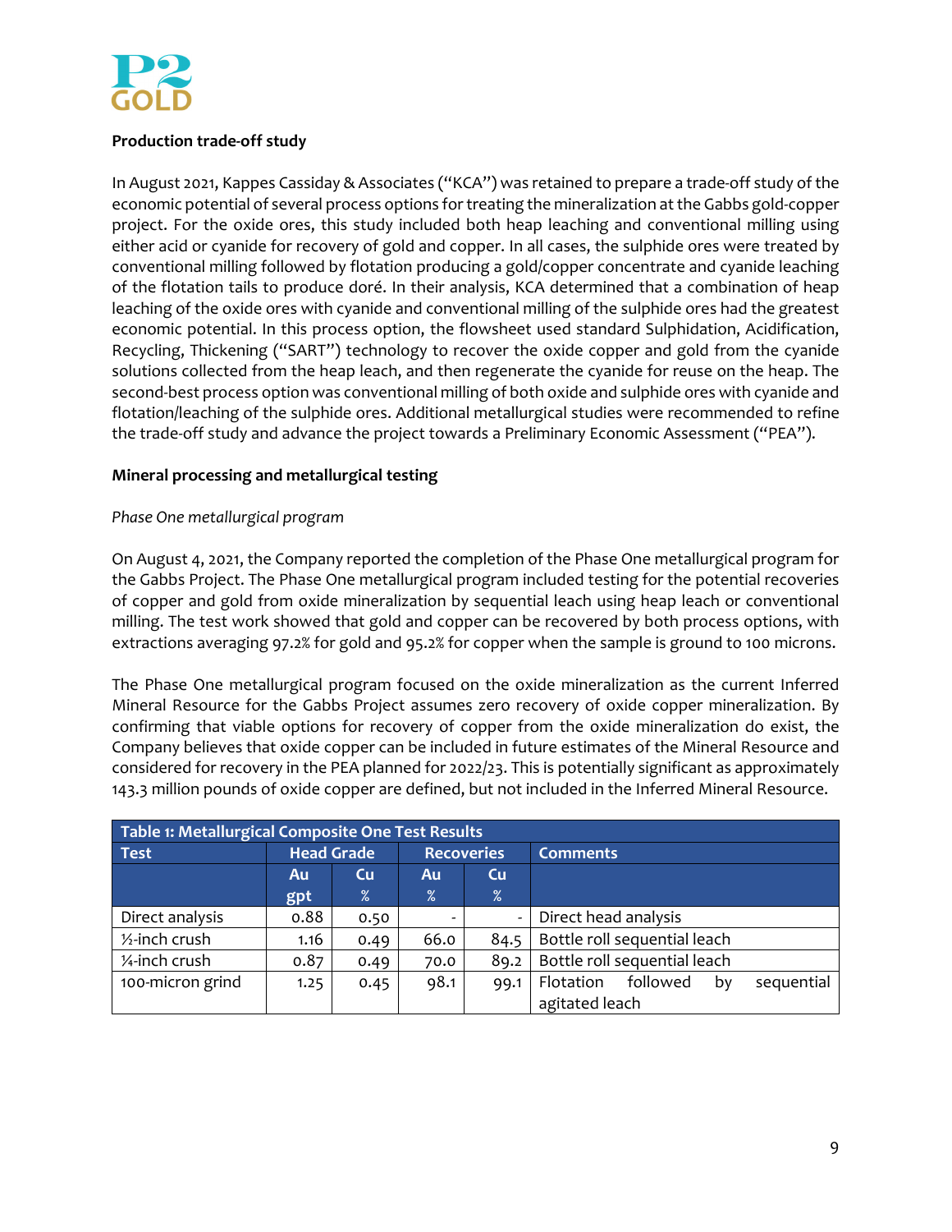**Production trade-off study**

In August 2021, Kappes Cassiday & Associates ("KCA") was retained to prepare a trade-off study of the economic potential of several process options for treating the mineralization at the Gabbs gold-copper project. For the oxide ores, this study included both heap leaching and conventional milling using either acid or cyanide for recovery of gold and copper. In all cases, the sulphide ores were treated by conventional milling followed by flotation producing a gold/copper concentrate and cyanide leaching of the flotation tails to produce doré. In their analysis, KCA determined that a combination of heap leaching of the oxide ores with cyanide and conventional milling of the sulphide ores had the greatest economic potential. In this process option, the flowsheet used standard Sulphidation, Acidification, Recycling, Thickening ("SART") technology to recover the oxide copper and gold from the cyanide solutions collected from the heap leach, and then regenerate the cyanide for reuse on the heap. The second-best process option was conventional milling of both oxide and sulphide ores with cyanide and flotation/leaching of the sulphide ores. Additional metallurgical studies were recommended to refine the trade-off study and advance the project towards a Preliminary Economic Assessment ("PEA").

**Mineral processing and metallurgical testing**

*Phase One metallurgical program*

On August 4, 2021, the Company reported the completion of the Phase One metallurgical program for the Gabbs Project. The Phase One metallurgical program included testing for the potential recoveries of copper and gold from oxide mineralization by sequential leach using heap leach or conventional milling. The test work showed that gold and copper can be recovered by both process options, with extractions averaging 97.2% for gold and 95.2% for copper when the sample is ground to 100 microns.

The Phase One metallurgical program focused on the oxide mineralization as the current Inferred Mineral Resource for the Gabbs Project assumes zero recovery of oxide copper mineralization. By confirming that viable options for recovery of copper from the oxide mineralization do exist, the Company believes that oxide copper can be included in future estimates of the Mineral Resource and considered for recovery in the PEA planned for 2022/23. This is potentially significant as approximately 143.3 million pounds of oxide copper are defined, but not included in the Inferred Mineral Resource.

**Table 1: Metallurgical Composite One Test Results**

| Test | Head Grade | | Recoveries | | Comments |
|---|---|---|---|---|---|
| | Au gpt | Cu % | Au % | Cu % | |
| Direct analysis | 0.88 | 0.50 | - | - | Direct head analysis |
| ½-inch crush | 1.16 | 0.49 | 66.0 | 84.5 | Bottle roll sequential leach |
| ¼-inch crush | 0.87 | 0.49 | 70.0 | 89.2 | Bottle roll sequential leach |
| 100-micron grind | 1.25 | 0.45 | 98.1 | 99.1 | Flotation followed by sequential agitated leach |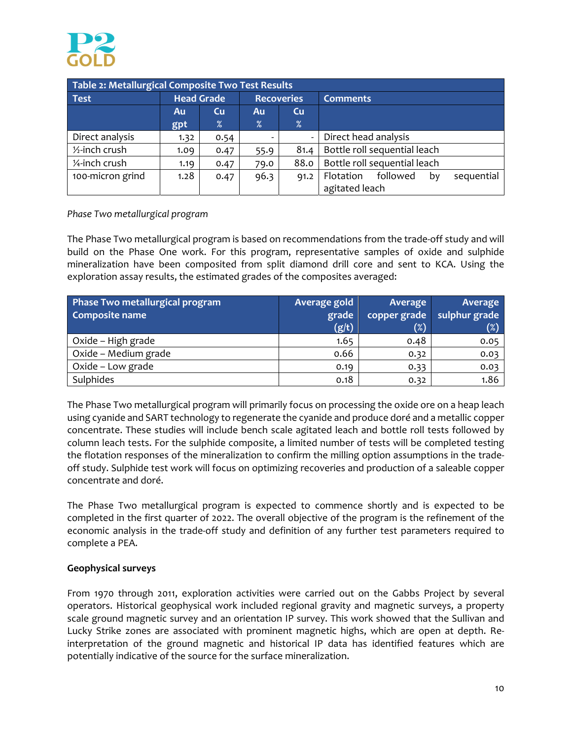| Table 2: Metallurgical Composite Two Test Results | | | | | |
|---|---|---|---|---|---|
| Test | Head Grade | | Recoveries | | Comments |
| | Au gpt | Cu % | Au % | Cu % | |
| Direct analysis | 1.32 | 0.54 | - | - | Direct head analysis |
| ½-inch crush | 1.09 | 0.47 | 55.9 | 81.4 | Bottle roll sequential leach |
| ¼-inch crush | 1.19 | 0.47 | 79.0 | 88.0 | Bottle roll sequential leach |
| 100-micron grind | 1.28 | 0.47 | 96.3 | 91.2 | Flotation followed by sequential agitated leach |

*Phase Two metallurgical program*

The Phase Two metallurgical program is based on recommendations from the trade-off study and will build on the Phase One work. For this program, representative samples of oxide and sulphide mineralization have been composited from split diamond drill core and sent to KCA. Using the exploration assay results, the estimated grades of the composites averaged:

| Phase Two metallurgical program Composite name | Average gold grade (g/t) | Average copper grade (%) | Average sulphur grade (%) |
|---|---|---|---|
| Oxide – High grade | 1.65 | 0.48 | 0.05 |
| Oxide – Medium grade | 0.66 | 0.32 | 0.03 |
| Oxide – Low grade | 0.19 | 0.33 | 0.03 |
| Sulphides | 0.18 | 0.32 | 1.86 |

The Phase Two metallurgical program will primarily focus on processing the oxide ore on a heap leach using cyanide and SART technology to regenerate the cyanide and produce doré and a metallic copper concentrate. These studies will include bench scale agitated leach and bottle roll tests followed by column leach tests. For the sulphide composite, a limited number of tests will be completed testing the flotation responses of the mineralization to confirm the milling option assumptions in the trade-off study. Sulphide test work will focus on optimizing recoveries and production of a saleable copper concentrate and doré.

The Phase Two metallurgical program is expected to commence shortly and is expected to be completed in the first quarter of 2022. The overall objective of the program is the refinement of the economic analysis in the trade-off study and definition of any further test parameters required to complete a PEA.

**Geophysical surveys**

From 1970 through 2011, exploration activities were carried out on the Gabbs Project by several operators. Historical geophysical work included regional gravity and magnetic surveys, a property scale ground magnetic survey and an orientation IP survey. This work showed that the Sullivan and Lucky Strike zones are associated with prominent magnetic highs, which are open at depth. Re-interpretation of the ground magnetic and historical IP data has identified features which are potentially indicative of the source for the surface mineralization.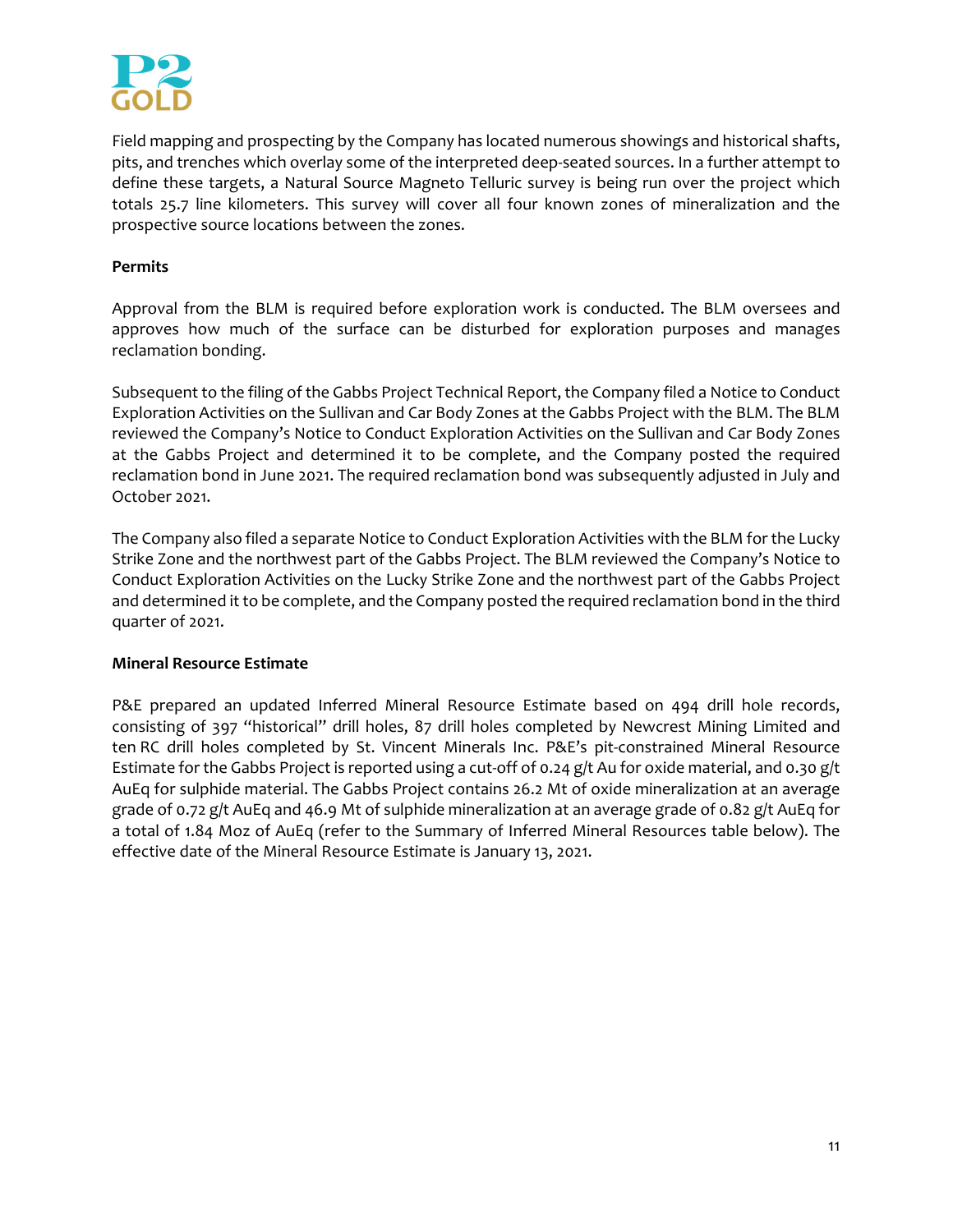Field mapping and prospecting by the Company has located numerous showings and historical shafts, pits, and trenches which overlay some of the interpreted deep-seated sources. In a further attempt to define these targets, a Natural Source Magneto Telluric survey is being run over the project which totals 25.7 line kilometers. This survey will cover all four known zones of mineralization and the prospective source locations between the zones.

**Permits**

Approval from the BLM is required before exploration work is conducted. The BLM oversees and approves how much of the surface can be disturbed for exploration purposes and manages reclamation bonding.

Subsequent to the filing of the Gabbs Project Technical Report, the Company filed a Notice to Conduct Exploration Activities on the Sullivan and Car Body Zones at the Gabbs Project with the BLM. The BLM reviewed the Company's Notice to Conduct Exploration Activities on the Sullivan and Car Body Zones at the Gabbs Project and determined it to be complete, and the Company posted the required reclamation bond in June 2021. The required reclamation bond was subsequently adjusted in July and October 2021.

The Company also filed a separate Notice to Conduct Exploration Activities with the BLM for the Lucky Strike Zone and the northwest part of the Gabbs Project. The BLM reviewed the Company's Notice to Conduct Exploration Activities on the Lucky Strike Zone and the northwest part of the Gabbs Project and determined it to be complete, and the Company posted the required reclamation bond in the third quarter of 2021.

**Mineral Resource Estimate**

P&E prepared an updated Inferred Mineral Resource Estimate based on 494 drill hole records, consisting of 397 "historical" drill holes, 87 drill holes completed by Newcrest Mining Limited and ten RC drill holes completed by St. Vincent Minerals Inc. P&E's pit-constrained Mineral Resource Estimate for the Gabbs Project is reported using a cut-off of 0.24 g/t Au for oxide material, and 0.30 g/t AuEq for sulphide material. The Gabbs Project contains 26.2 Mt of oxide mineralization at an average grade of 0.72 g/t AuEq and 46.9 Mt of sulphide mineralization at an average grade of 0.82 g/t AuEq for a total of 1.84 Moz of AuEq (refer to the Summary of Inferred Mineral Resources table below). The effective date of the Mineral Resource Estimate is January 13, 2021.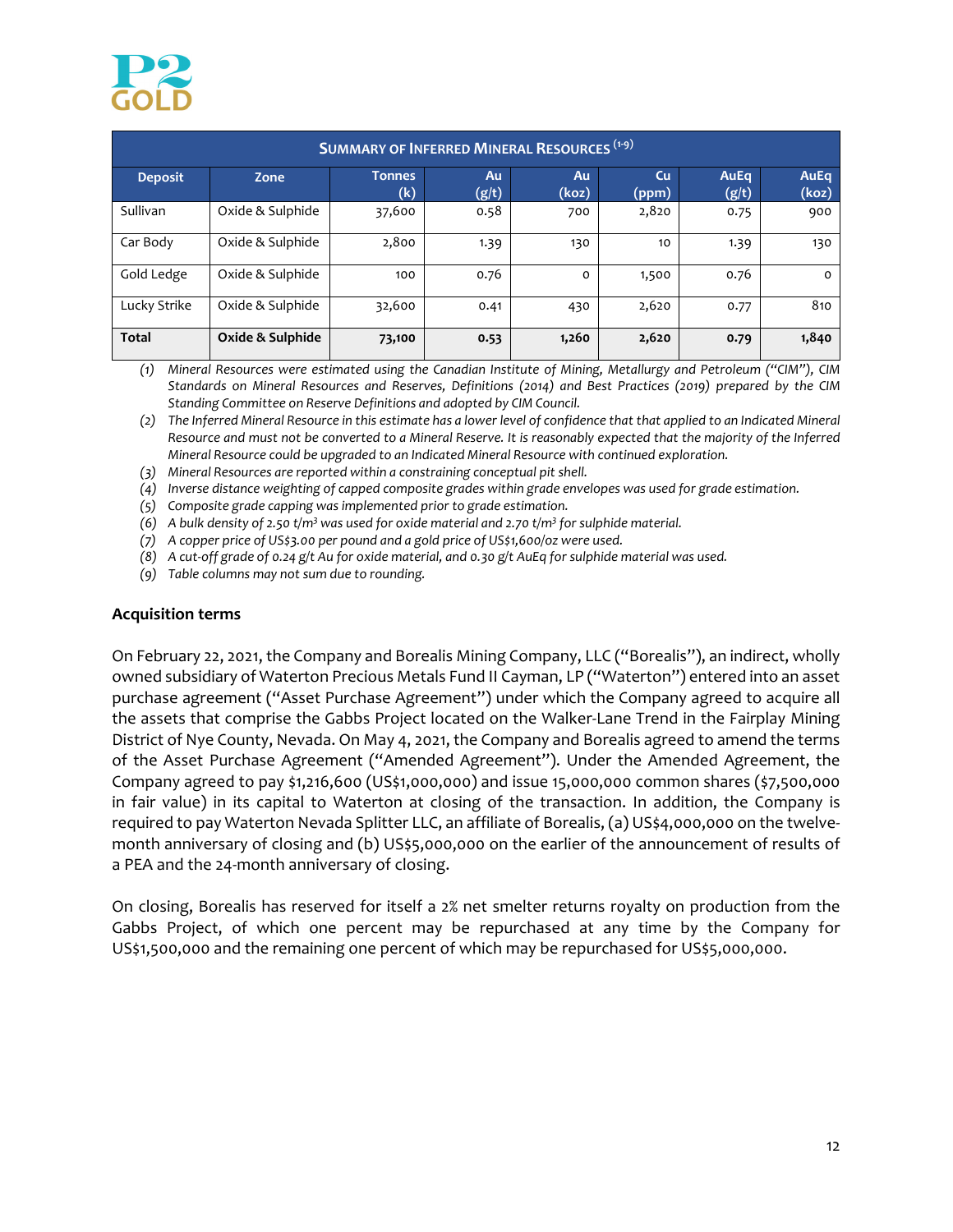| SUMMARY OF INFERRED MINERAL RESOURCES (1-9) | | | | | | | |
|---|---|---|---|---|---|---|---|
| **Deposit** | **Zone** | **Tonnes (k)** | **Au (g/t)** | **Au (koz)** | **Cu (ppm)** | **AuEq (g/t)** | **AuEq (koz)** |
| Sullivan | Oxide & Sulphide | 37,600 | 0.58 | 700 | 2,820 | 0.75 | 900 |
| Car Body | Oxide & Sulphide | 2,800 | 1.39 | 130 | 10 | 1.39 | 130 |
| Gold Ledge | Oxide & Sulphide | 100 | 0.76 | 0 | 1,500 | 0.76 | 0 |
| Lucky Strike | Oxide & Sulphide | 32,600 | 0.41 | 430 | 2,620 | 0.77 | 810 |
| **Total** | **Oxide & Sulphide** | **73,100** | **0.53** | **1,260** | **2,620** | **0.79** | **1,840** |

(1) *Mineral Resources were estimated using the Canadian Institute of Mining, Metallurgy and Petroleum ("CIM"), CIM Standards on Mineral Resources and Reserves, Definitions (2014) and Best Practices (2019) prepared by the CIM Standing Committee on Reserve Definitions and adopted by CIM Council.*

(2) *The Inferred Mineral Resource in this estimate has a lower level of confidence that that applied to an Indicated Mineral Resource and must not be converted to a Mineral Reserve. It is reasonably expected that the majority of the Inferred Mineral Resource could be upgraded to an Indicated Mineral Resource with continued exploration.*

(3) *Mineral Resources are reported within a constraining conceptual pit shell.*

(4) *Inverse distance weighting of capped composite grades within grade envelopes was used for grade estimation.*

(5) *Composite grade capping was implemented prior to grade estimation.*

(6) *A bulk density of 2.50 t/m³ was used for oxide material and 2.70 t/m³ for sulphide material.*

(7) *A copper price of US$3.00 per pound and a gold price of US$1,600/oz were used.*

(8) *A cut-off grade of 0.24 g/t Au for oxide material, and 0.30 g/t AuEq for sulphide material was used.*

(9) *Table columns may not sum due to rounding.*

**Acquisition terms**

On February 22, 2021, the Company and Borealis Mining Company, LLC ("Borealis"), an indirect, wholly owned subsidiary of Waterton Precious Metals Fund II Cayman, LP ("Waterton") entered into an asset purchase agreement ("Asset Purchase Agreement") under which the Company agreed to acquire all the assets that comprise the Gabbs Project located on the Walker-Lane Trend in the Fairplay Mining District of Nye County, Nevada. On May 4, 2021, the Company and Borealis agreed to amend the terms of the Asset Purchase Agreement ("Amended Agreement"). Under the Amended Agreement, the Company agreed to pay $1,216,600 (US$1,000,000) and issue 15,000,000 common shares ($7,500,000 in fair value) in its capital to Waterton at closing of the transaction. In addition, the Company is required to pay Waterton Nevada Splitter LLC, an affiliate of Borealis, (a) US$4,000,000 on the twelve-month anniversary of closing and (b) US$5,000,000 on the earlier of the announcement of results of a PEA and the 24-month anniversary of closing.

On closing, Borealis has reserved for itself a 2% net smelter returns royalty on production from the Gabbs Project, of which one percent may be repurchased at any time by the Company for US$1,500,000 and the remaining one percent of which may be repurchased for US$5,000,000.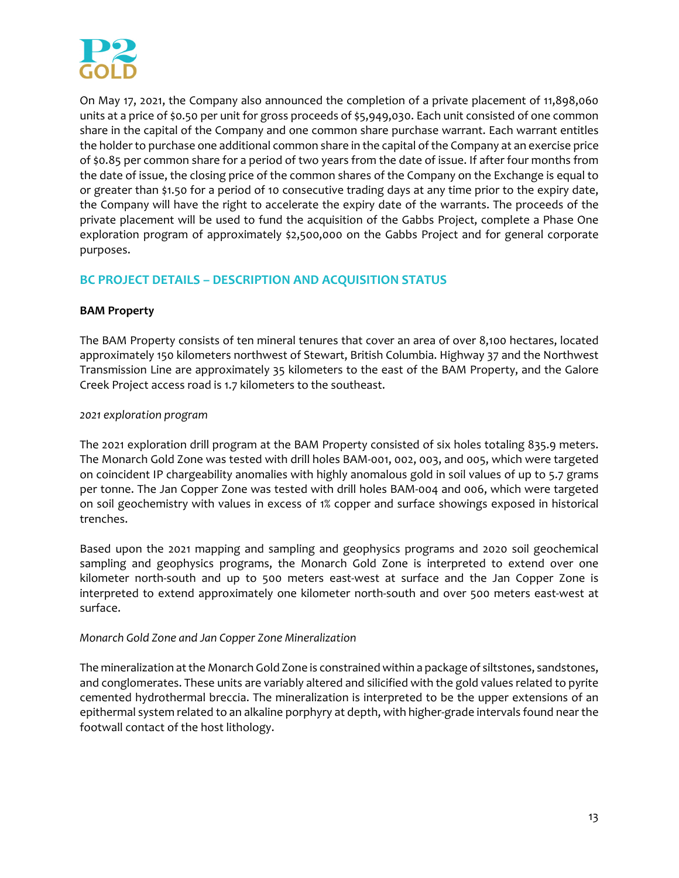On May 17, 2021, the Company also announced the completion of a private placement of 11,898,060 units at a price of $0.50 per unit for gross proceeds of $5,949,030. Each unit consisted of one common share in the capital of the Company and one common share purchase warrant. Each warrant entitles the holder to purchase one additional common share in the capital of the Company at an exercise price of $0.85 per common share for a period of two years from the date of issue. If after four months from the date of issue, the closing price of the common shares of the Company on the Exchange is equal to or greater than $1.50 for a period of 10 consecutive trading days at any time prior to the expiry date, the Company will have the right to accelerate the expiry date of the warrants. The proceeds of the private placement will be used to fund the acquisition of the Gabbs Project, complete a Phase One exploration program of approximately $2,500,000 on the Gabbs Project and for general corporate purposes.

## BC PROJECT DETAILS – DESCRIPTION AND ACQUISITION STATUS

**BAM Property**

The BAM Property consists of ten mineral tenures that cover an area of over 8,100 hectares, located approximately 150 kilometers northwest of Stewart, British Columbia. Highway 37 and the Northwest Transmission Line are approximately 35 kilometers to the east of the BAM Property, and the Galore Creek Project access road is 1.7 kilometers to the southeast.

*2021 exploration program*

The 2021 exploration drill program at the BAM Property consisted of six holes totaling 835.9 meters. The Monarch Gold Zone was tested with drill holes BAM-001, 002, 003, and 005, which were targeted on coincident IP chargeability anomalies with highly anomalous gold in soil values of up to 5.7 grams per tonne. The Jan Copper Zone was tested with drill holes BAM-004 and 006, which were targeted on soil geochemistry with values in excess of 1% copper and surface showings exposed in historical trenches.

Based upon the 2021 mapping and sampling and geophysics programs and 2020 soil geochemical sampling and geophysics programs, the Monarch Gold Zone is interpreted to extend over one kilometer north-south and up to 500 meters east-west at surface and the Jan Copper Zone is interpreted to extend approximately one kilometer north-south and over 500 meters east-west at surface.

*Monarch Gold Zone and Jan Copper Zone Mineralization*

The mineralization at the Monarch Gold Zone is constrained within a package of siltstones, sandstones, and conglomerates. These units are variably altered and silicified with the gold values related to pyrite cemented hydrothermal breccia. The mineralization is interpreted to be the upper extensions of an epithermal system related to an alkaline porphyry at depth, with higher-grade intervals found near the footwall contact of the host lithology.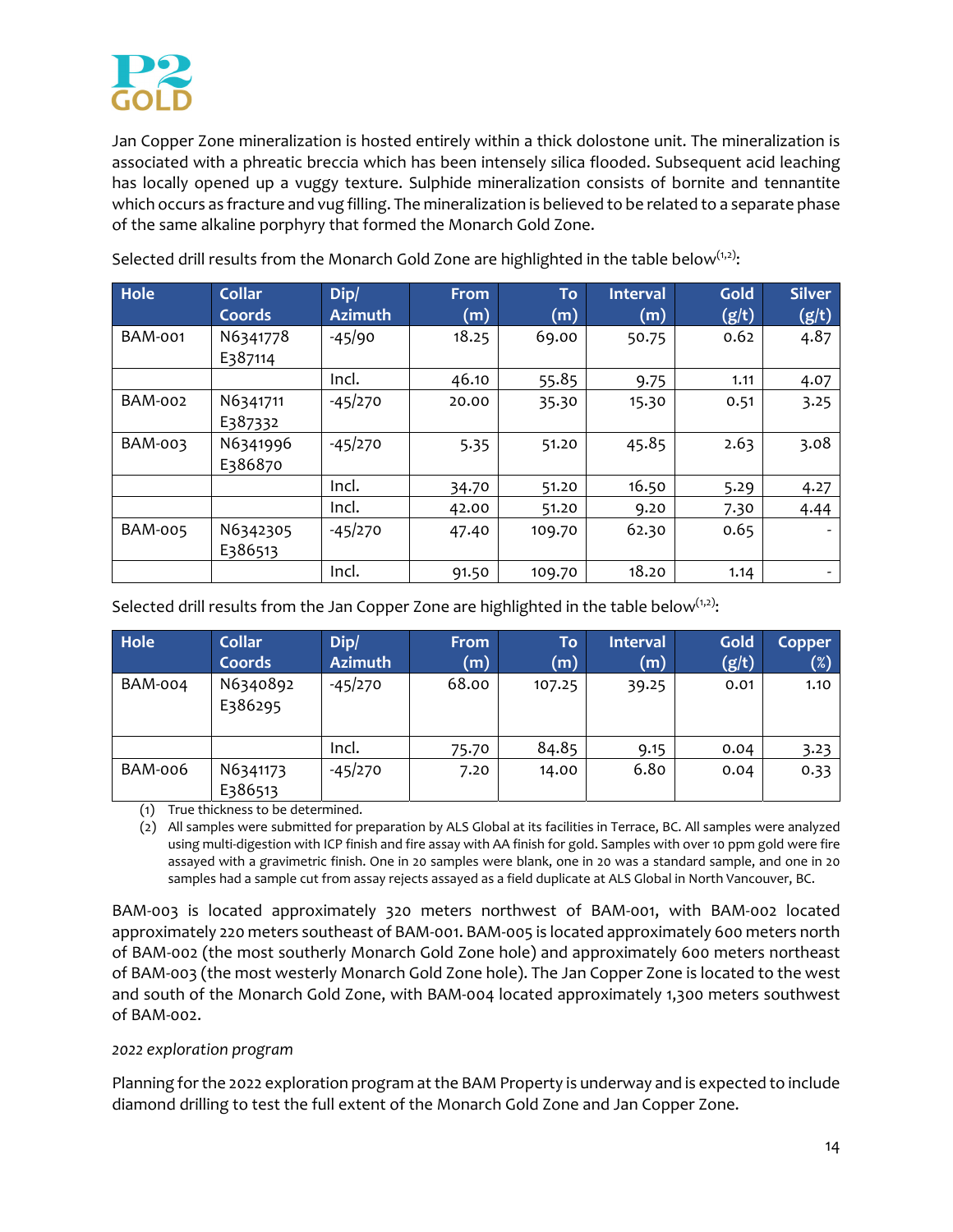Jan Copper Zone mineralization is hosted entirely within a thick dolostone unit. The mineralization is associated with a phreatic breccia which has been intensely silica flooded. Subsequent acid leaching has locally opened up a vuggy texture. Sulphide mineralization consists of bornite and tennantite which occurs as fracture and vug filling. The mineralization is believed to be related to a separate phase of the same alkaline porphyry that formed the Monarch Gold Zone.

Selected drill results from the Monarch Gold Zone are highlighted in the table below[1,2]:

| Hole | Collar Coords | Dip/ Azimuth | From (m) | To (m) | Interval (m) | Gold (g/t) | Silver (g/t) |
|---|---|---|---|---|---|---|---|
| BAM-001 | N6341778 E387114 | -45/90 | 18.25 | 69.00 | 50.75 | 0.62 | 4.87 |
| | | Incl. | 46.10 | 55.85 | 9.75 | 1.11 | 4.07 |
| BAM-002 | N6341711 E387332 | -45/270 | 20.00 | 35.30 | 15.30 | 0.51 | 3.25 |
| BAM-003 | N6341996 E386870 | -45/270 | 5.35 | 51.20 | 45.85 | 2.63 | 3.08 |
| | | Incl. | 34.70 | 51.20 | 16.50 | 5.29 | 4.27 |
| | | Incl. | 42.00 | 51.20 | 9.20 | 7.30 | 4.44 |
| BAM-005 | N6342305 E386513 | -45/270 | 47.40 | 109.70 | 62.30 | 0.65 | - |
| | | Incl. | 91.50 | 109.70 | 18.20 | 1.14 | - |

Selected drill results from the Jan Copper Zone are highlighted in the table below[1,2]:

| Hole | Collar Coords | Dip/ Azimuth | From (m) | To (m) | Interval (m) | Gold (g/t) | Copper (%) |
|---|---|---|---|---|---|---|---|
| BAM-004 | N6340892 E386295 | -45/270 | 68.00 | 107.25 | 39.25 | 0.01 | 1.10 |
| | | Incl. | 75.70 | 84.85 | 9.15 | 0.04 | 3.23 |
| BAM-006 | N6341173 E386513 | -45/270 | 7.20 | 14.00 | 6.80 | 0.04 | 0.33 |

(1) True thickness to be determined.

(2) All samples were submitted for preparation by ALS Global at its facilities in Terrace, BC. All samples were analyzed using multi-digestion with ICP finish and fire assay with AA finish for gold. Samples with over 10 ppm gold were fire assayed with a gravimetric finish. One in 20 samples were blank, one in 20 was a standard sample, and one in 20 samples had a sample cut from assay rejects assayed as a field duplicate at ALS Global in North Vancouver, BC.

BAM-003 is located approximately 320 meters northwest of BAM-001, with BAM-002 located approximately 220 meters southeast of BAM-001. BAM-005 is located approximately 600 meters north of BAM-002 (the most southerly Monarch Gold Zone hole) and approximately 600 meters northeast of BAM-003 (the most westerly Monarch Gold Zone hole). The Jan Copper Zone is located to the west and south of the Monarch Gold Zone, with BAM-004 located approximately 1,300 meters southwest of BAM-002.

*2022 exploration program*

Planning for the 2022 exploration program at the BAM Property is underway and is expected to include diamond drilling to test the full extent of the Monarch Gold Zone and Jan Copper Zone.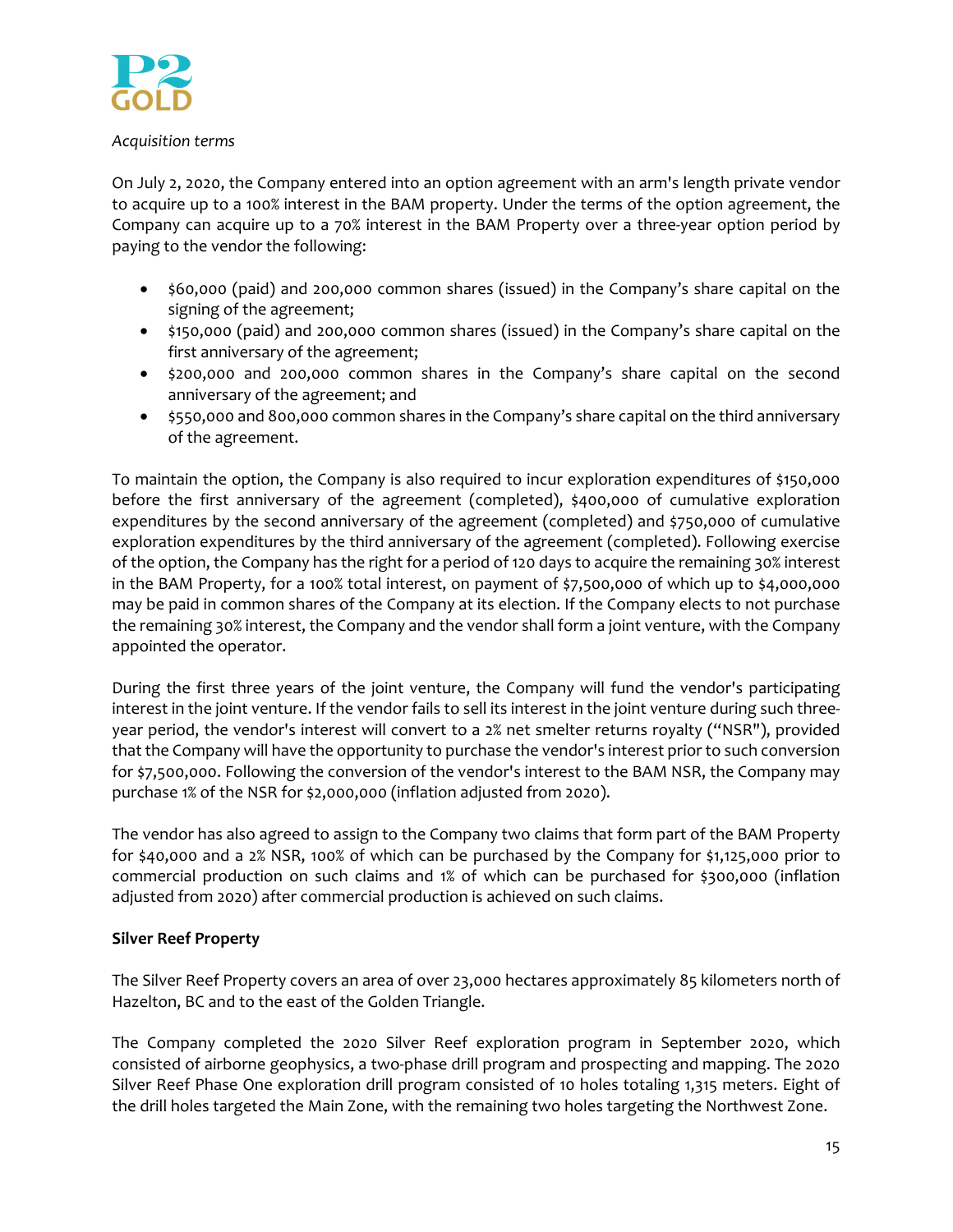*Acquisition terms*

On July 2, 2020, the Company entered into an option agreement with an arm's length private vendor to acquire up to a 100% interest in the BAM property. Under the terms of the option agreement, the Company can acquire up to a 70% interest in the BAM Property over a three-year option period by paying to the vendor the following:

- $60,000 (paid) and 200,000 common shares (issued) in the Company's share capital on the signing of the agreement;
- $150,000 (paid) and 200,000 common shares (issued) in the Company's share capital on the first anniversary of the agreement;
- $200,000 and 200,000 common shares in the Company's share capital on the second anniversary of the agreement; and
- $550,000 and 800,000 common shares in the Company's share capital on the third anniversary of the agreement.

To maintain the option, the Company is also required to incur exploration expenditures of $150,000 before the first anniversary of the agreement (completed), $400,000 of cumulative exploration expenditures by the second anniversary of the agreement (completed) and $750,000 of cumulative exploration expenditures by the third anniversary of the agreement (completed). Following exercise of the option, the Company has the right for a period of 120 days to acquire the remaining 30% interest in the BAM Property, for a 100% total interest, on payment of $7,500,000 of which up to $4,000,000 may be paid in common shares of the Company at its election. If the Company elects to not purchase the remaining 30% interest, the Company and the vendor shall form a joint venture, with the Company appointed the operator.

During the first three years of the joint venture, the Company will fund the vendor's participating interest in the joint venture. If the vendor fails to sell its interest in the joint venture during such three-year period, the vendor's interest will convert to a 2% net smelter returns royalty ("NSR"), provided that the Company will have the opportunity to purchase the vendor's interest prior to such conversion for $7,500,000. Following the conversion of the vendor's interest to the BAM NSR, the Company may purchase 1% of the NSR for $2,000,000 (inflation adjusted from 2020).

The vendor has also agreed to assign to the Company two claims that form part of the BAM Property for $40,000 and a 2% NSR, 100% of which can be purchased by the Company for $1,125,000 prior to commercial production on such claims and 1% of which can be purchased for $300,000 (inflation adjusted from 2020) after commercial production is achieved on such claims.

**Silver Reef Property**

The Silver Reef Property covers an area of over 23,000 hectares approximately 85 kilometers north of Hazelton, BC and to the east of the Golden Triangle.

The Company completed the 2020 Silver Reef exploration program in September 2020, which consisted of airborne geophysics, a two-phase drill program and prospecting and mapping. The 2020 Silver Reef Phase One exploration drill program consisted of 10 holes totaling 1,315 meters. Eight of the drill holes targeted the Main Zone, with the remaining two holes targeting the Northwest Zone.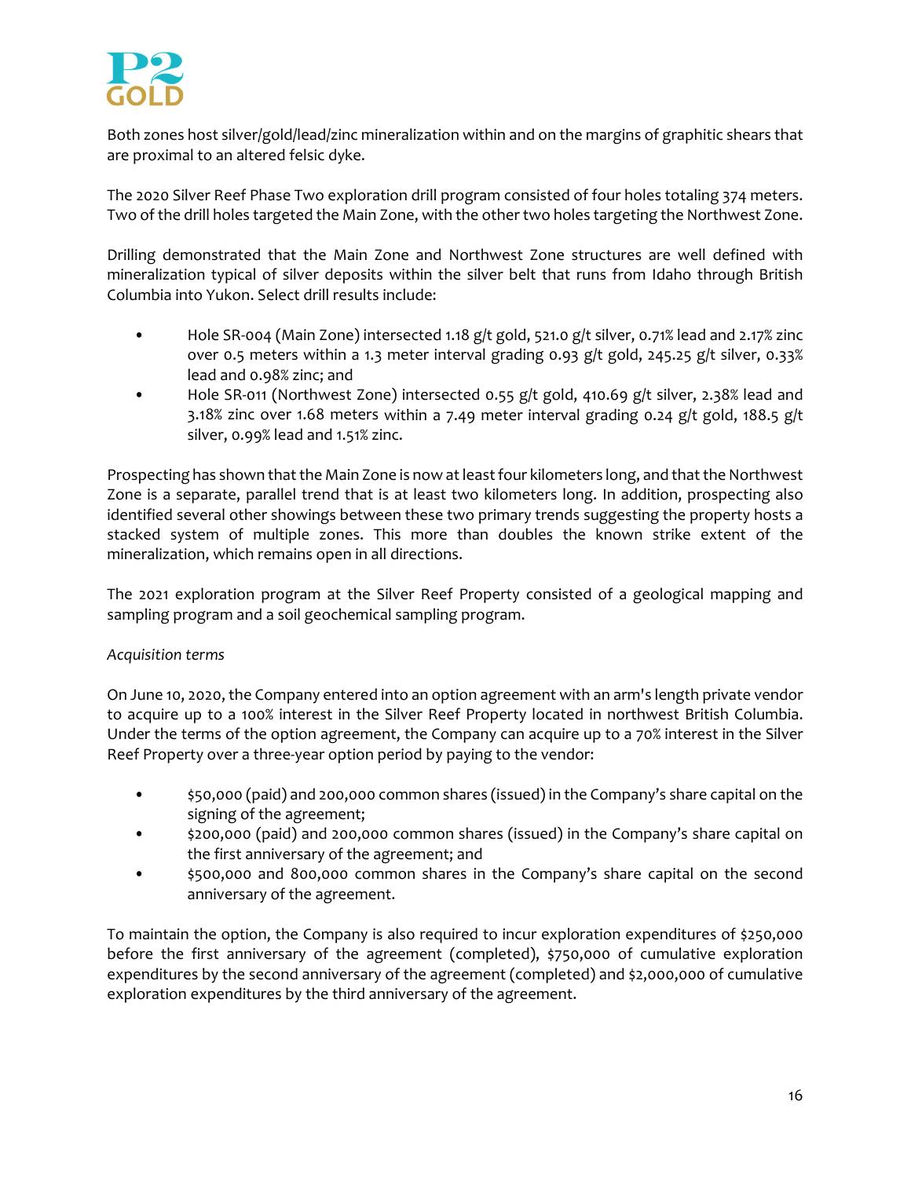Both zones host silver/gold/lead/zinc mineralization within and on the margins of graphitic shears that are proximal to an altered felsic dyke.

The 2020 Silver Reef Phase Two exploration drill program consisted of four holes totaling 374 meters. Two of the drill holes targeted the Main Zone, with the other two holes targeting the Northwest Zone.

Drilling demonstrated that the Main Zone and Northwest Zone structures are well defined with mineralization typical of silver deposits within the silver belt that runs from Idaho through British Columbia into Yukon. Select drill results include:

- Hole SR-004 (Main Zone) intersected 1.18 g/t gold, 521.0 g/t silver, 0.71% lead and 2.17% zinc over 0.5 meters within a 1.3 meter interval grading 0.93 g/t gold, 245.25 g/t silver, 0.33% lead and 0.98% zinc; and
- Hole SR-011 (Northwest Zone) intersected 0.55 g/t gold, 410.69 g/t silver, 2.38% lead and 3.18% zinc over 1.68 meters within a 7.49 meter interval grading 0.24 g/t gold, 188.5 g/t silver, 0.99% lead and 1.51% zinc.

Prospecting has shown that the Main Zone is now at least four kilometers long, and that the Northwest Zone is a separate, parallel trend that is at least two kilometers long. In addition, prospecting also identified several other showings between these two primary trends suggesting the property hosts a stacked system of multiple zones. This more than doubles the known strike extent of the mineralization, which remains open in all directions.

The 2021 exploration program at the Silver Reef Property consisted of a geological mapping and sampling program and a soil geochemical sampling program.

*Acquisition terms*

On June 10, 2020, the Company entered into an option agreement with an arm's length private vendor to acquire up to a 100% interest in the Silver Reef Property located in northwest British Columbia. Under the terms of the option agreement, the Company can acquire up to a 70% interest in the Silver Reef Property over a three-year option period by paying to the vendor:

- $50,000 (paid) and 200,000 common shares (issued) in the Company's share capital on the signing of the agreement;
- $200,000 (paid) and 200,000 common shares (issued) in the Company's share capital on the first anniversary of the agreement; and
- $500,000 and 800,000 common shares in the Company's share capital on the second anniversary of the agreement.

To maintain the option, the Company is also required to incur exploration expenditures of $250,000 before the first anniversary of the agreement (completed), $750,000 of cumulative exploration expenditures by the second anniversary of the agreement (completed) and $2,000,000 of cumulative exploration expenditures by the third anniversary of the agreement.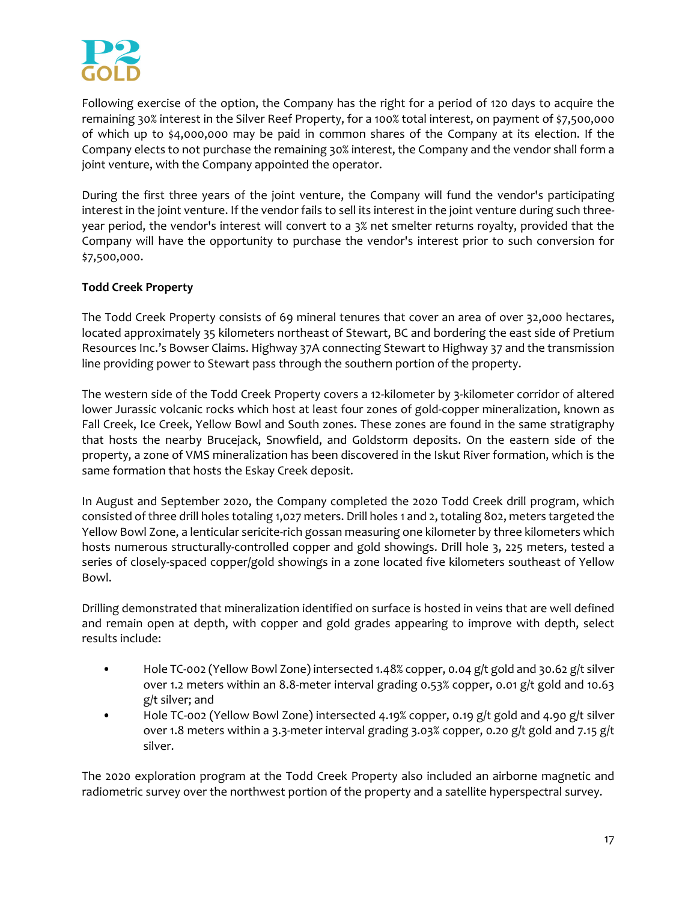Following exercise of the option, the Company has the right for a period of 120 days to acquire the remaining 30% interest in the Silver Reef Property, for a 100% total interest, on payment of $7,500,000 of which up to $4,000,000 may be paid in common shares of the Company at its election. If the Company elects to not purchase the remaining 30% interest, the Company and the vendor shall form a joint venture, with the Company appointed the operator.

During the first three years of the joint venture, the Company will fund the vendor's participating interest in the joint venture. If the vendor fails to sell its interest in the joint venture during such three-year period, the vendor's interest will convert to a 3% net smelter returns royalty, provided that the Company will have the opportunity to purchase the vendor's interest prior to such conversion for $7,500,000.

**Todd Creek Property**

The Todd Creek Property consists of 69 mineral tenures that cover an area of over 32,000 hectares, located approximately 35 kilometers northeast of Stewart, BC and bordering the east side of Pretium Resources Inc.'s Bowser Claims. Highway 37A connecting Stewart to Highway 37 and the transmission line providing power to Stewart pass through the southern portion of the property.

The western side of the Todd Creek Property covers a 12-kilometer by 3-kilometer corridor of altered lower Jurassic volcanic rocks which host at least four zones of gold-copper mineralization, known as Fall Creek, Ice Creek, Yellow Bowl and South zones. These zones are found in the same stratigraphy that hosts the nearby Brucejack, Snowfield, and Goldstorm deposits. On the eastern side of the property, a zone of VMS mineralization has been discovered in the Iskut River formation, which is the same formation that hosts the Eskay Creek deposit.

In August and September 2020, the Company completed the 2020 Todd Creek drill program, which consisted of three drill holes totaling 1,027 meters. Drill holes 1 and 2, totaling 802, meters targeted the Yellow Bowl Zone, a lenticular sericite-rich gossan measuring one kilometer by three kilometers which hosts numerous structurally-controlled copper and gold showings. Drill hole 3, 225 meters, tested a series of closely-spaced copper/gold showings in a zone located five kilometers southeast of Yellow Bowl.

Drilling demonstrated that mineralization identified on surface is hosted in veins that are well defined and remain open at depth, with copper and gold grades appearing to improve with depth, select results include:

- Hole TC-002 (Yellow Bowl Zone) intersected 1.48% copper, 0.04 g/t gold and 30.62 g/t silver over 1.2 meters within an 8.8-meter interval grading 0.53% copper, 0.01 g/t gold and 10.63 g/t silver; and
- Hole TC-002 (Yellow Bowl Zone) intersected 4.19% copper, 0.19 g/t gold and 4.90 g/t silver over 1.8 meters within a 3.3-meter interval grading 3.03% copper, 0.20 g/t gold and 7.15 g/t silver.

The 2020 exploration program at the Todd Creek Property also included an airborne magnetic and radiometric survey over the northwest portion of the property and a satellite hyperspectral survey.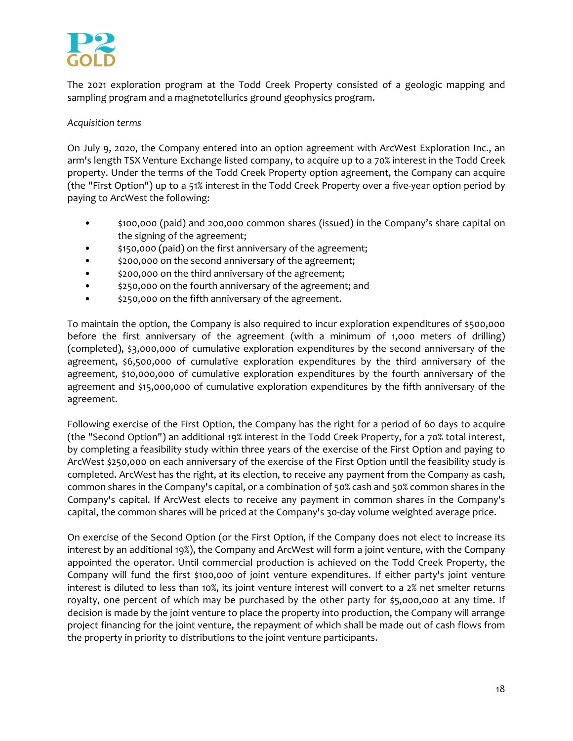The 2021 exploration program at the Todd Creek Property consisted of a geologic mapping and sampling program and a magnetotellurics ground geophysics program.

*Acquisition terms*

On July 9, 2020, the Company entered into an option agreement with ArcWest Exploration Inc., an arm's length TSX Venture Exchange listed company, to acquire up to a 70% interest in the Todd Creek property. Under the terms of the Todd Creek Property option agreement, the Company can acquire (the "First Option") up to a 51% interest in the Todd Creek Property over a five-year option period by paying to ArcWest the following:

- $100,000 (paid) and 200,000 common shares (issued) in the Company's share capital on the signing of the agreement;
- $150,000 (paid) on the first anniversary of the agreement;
- $200,000 on the second anniversary of the agreement;
- $200,000 on the third anniversary of the agreement;
- $250,000 on the fourth anniversary of the agreement; and
- $250,000 on the fifth anniversary of the agreement.

To maintain the option, the Company is also required to incur exploration expenditures of $500,000 before the first anniversary of the agreement (with a minimum of 1,000 meters of drilling) (completed), $3,000,000 of cumulative exploration expenditures by the second anniversary of the agreement, $6,500,000 of cumulative exploration expenditures by the third anniversary of the agreement, $10,000,000 of cumulative exploration expenditures by the fourth anniversary of the agreement and $15,000,000 of cumulative exploration expenditures by the fifth anniversary of the agreement.

Following exercise of the First Option, the Company has the right for a period of 60 days to acquire (the "Second Option") an additional 19% interest in the Todd Creek Property, for a 70% total interest, by completing a feasibility study within three years of the exercise of the First Option and paying to ArcWest $250,000 on each anniversary of the exercise of the First Option until the feasibility study is completed. ArcWest has the right, at its election, to receive any payment from the Company as cash, common shares in the Company's capital, or a combination of 50% cash and 50% common shares in the Company's capital. If ArcWest elects to receive any payment in common shares in the Company's capital, the common shares will be priced at the Company's 30-day volume weighted average price.

On exercise of the Second Option (or the First Option, if the Company does not elect to increase its interest by an additional 19%), the Company and ArcWest will form a joint venture, with the Company appointed the operator. Until commercial production is achieved on the Todd Creek Property, the Company will fund the first $100,000 of joint venture expenditures. If either party's joint venture interest is diluted to less than 10%, its joint venture interest will convert to a 2% net smelter returns royalty, one percent of which may be purchased by the other party for $5,000,000 at any time. If decision is made by the joint venture to place the property into production, the Company will arrange project financing for the joint venture, the repayment of which shall be made out of cash flows from the property in priority to distributions to the joint venture participants.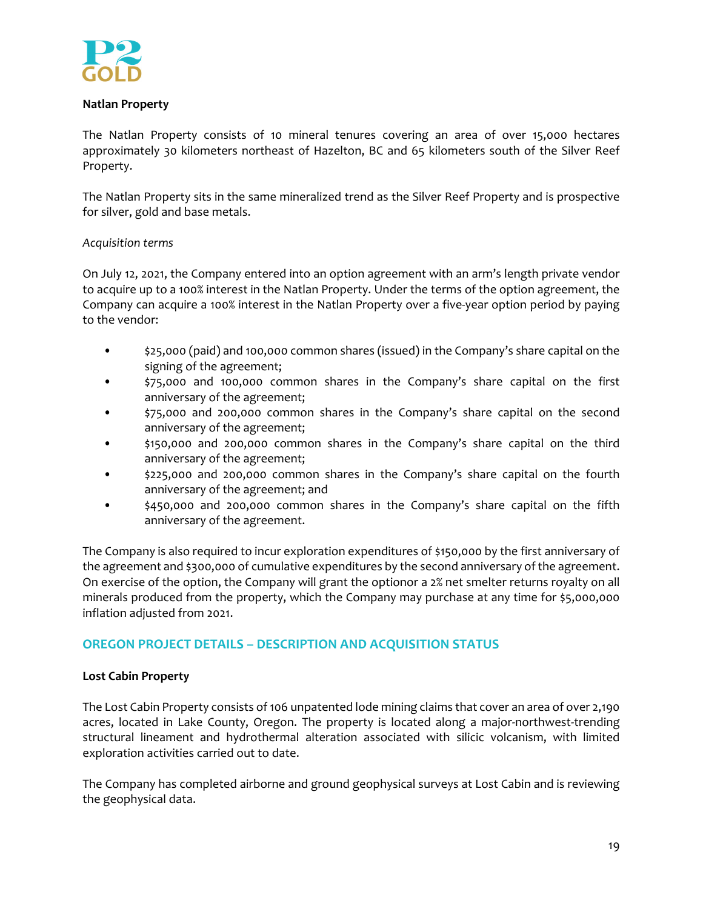**Natlan Property**

The Natlan Property consists of 10 mineral tenures covering an area of over 15,000 hectares approximately 30 kilometers northeast of Hazelton, BC and 65 kilometers south of the Silver Reef Property.

The Natlan Property sits in the same mineralized trend as the Silver Reef Property and is prospective for silver, gold and base metals.

*Acquisition terms*

On July 12, 2021, the Company entered into an option agreement with an arm's length private vendor to acquire up to a 100% interest in the Natlan Property. Under the terms of the option agreement, the Company can acquire a 100% interest in the Natlan Property over a five-year option period by paying to the vendor:

- $25,000 (paid) and 100,000 common shares (issued) in the Company's share capital on the signing of the agreement;
- $75,000 and 100,000 common shares in the Company's share capital on the first anniversary of the agreement;
- $75,000 and 200,000 common shares in the Company's share capital on the second anniversary of the agreement;
- $150,000 and 200,000 common shares in the Company's share capital on the third anniversary of the agreement;
- $225,000 and 200,000 common shares in the Company's share capital on the fourth anniversary of the agreement; and
- $450,000 and 200,000 common shares in the Company's share capital on the fifth anniversary of the agreement.

The Company is also required to incur exploration expenditures of $150,000 by the first anniversary of the agreement and $300,000 of cumulative expenditures by the second anniversary of the agreement. On exercise of the option, the Company will grant the optionor a 2% net smelter returns royalty on all minerals produced from the property, which the Company may purchase at any time for $5,000,000 inflation adjusted from 2021.

## OREGON PROJECT DETAILS – DESCRIPTION AND ACQUISITION STATUS

**Lost Cabin Property**

The Lost Cabin Property consists of 106 unpatented lode mining claims that cover an area of over 2,190 acres, located in Lake County, Oregon. The property is located along a major-northwest-trending structural lineament and hydrothermal alteration associated with silicic volcanism, with limited exploration activities carried out to date.

The Company has completed airborne and ground geophysical surveys at Lost Cabin and is reviewing the geophysical data.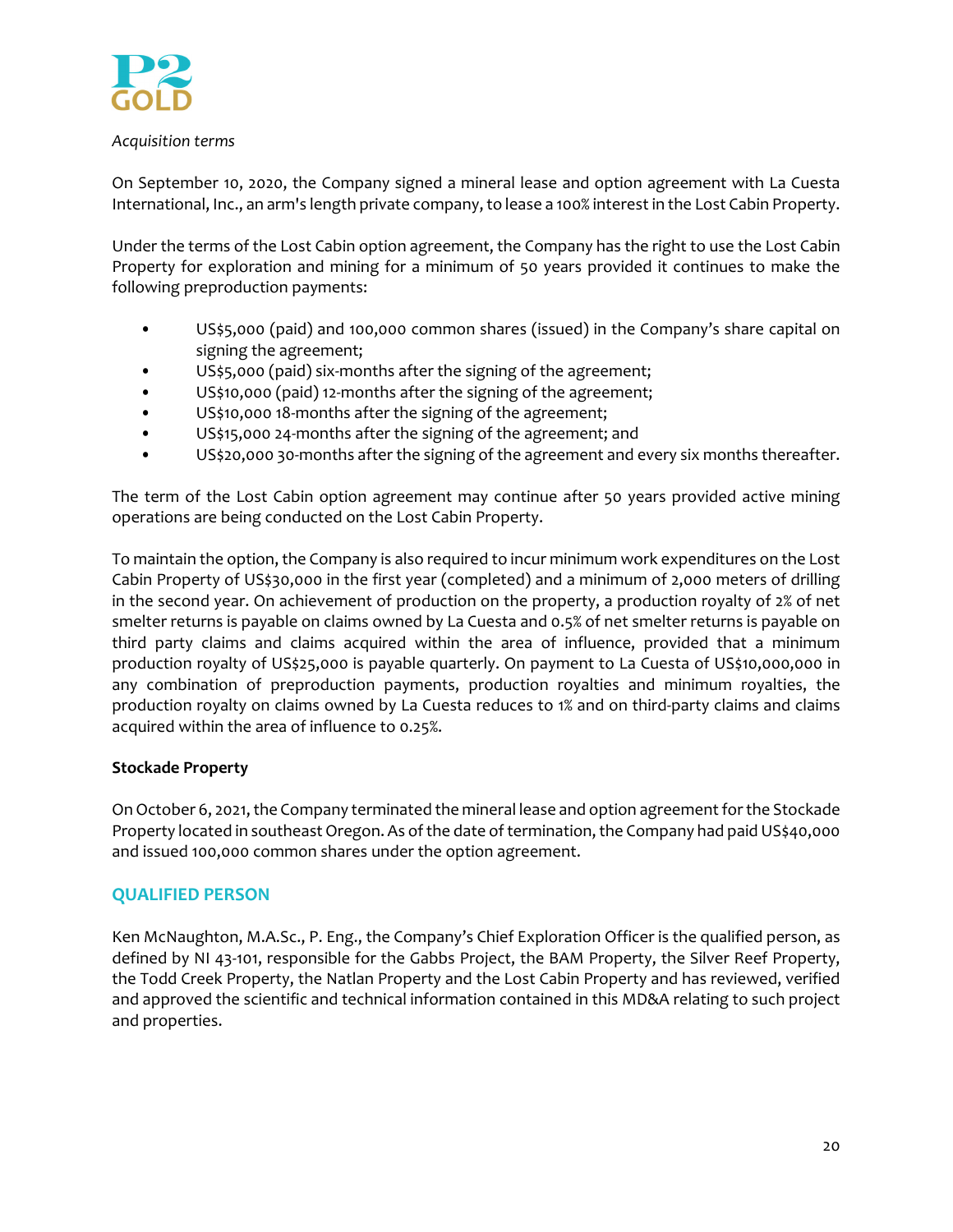*Acquisition terms*

On September 10, 2020, the Company signed a mineral lease and option agreement with La Cuesta International, Inc., an arm's length private company, to lease a 100% interest in the Lost Cabin Property.

Under the terms of the Lost Cabin option agreement, the Company has the right to use the Lost Cabin Property for exploration and mining for a minimum of 50 years provided it continues to make the following preproduction payments:

- US$5,000 (paid) and 100,000 common shares (issued) in the Company's share capital on signing the agreement;
- US$5,000 (paid) six-months after the signing of the agreement;
- US$10,000 (paid) 12-months after the signing of the agreement;
- US$10,000 18-months after the signing of the agreement;
- US$15,000 24-months after the signing of the agreement; and
- US$20,000 30-months after the signing of the agreement and every six months thereafter.

The term of the Lost Cabin option agreement may continue after 50 years provided active mining operations are being conducted on the Lost Cabin Property.

To maintain the option, the Company is also required to incur minimum work expenditures on the Lost Cabin Property of US$30,000 in the first year (completed) and a minimum of 2,000 meters of drilling in the second year. On achievement of production on the property, a production royalty of 2% of net smelter returns is payable on claims owned by La Cuesta and 0.5% of net smelter returns is payable on third party claims and claims acquired within the area of influence, provided that a minimum production royalty of US$25,000 is payable quarterly. On payment to La Cuesta of US$10,000,000 in any combination of preproduction payments, production royalties and minimum royalties, the production royalty on claims owned by La Cuesta reduces to 1% and on third-party claims and claims acquired within the area of influence to 0.25%.

**Stockade Property**

On October 6, 2021, the Company terminated the mineral lease and option agreement for the Stockade Property located in southeast Oregon. As of the date of termination, the Company had paid US$40,000 and issued 100,000 common shares under the option agreement.

## QUALIFIED PERSON

Ken McNaughton, M.A.Sc., P. Eng., the Company's Chief Exploration Officer is the qualified person, as defined by NI 43-101, responsible for the Gabbs Project, the BAM Property, the Silver Reef Property, the Todd Creek Property, the Natlan Property and the Lost Cabin Property and has reviewed, verified and approved the scientific and technical information contained in this MD&A relating to such project and properties.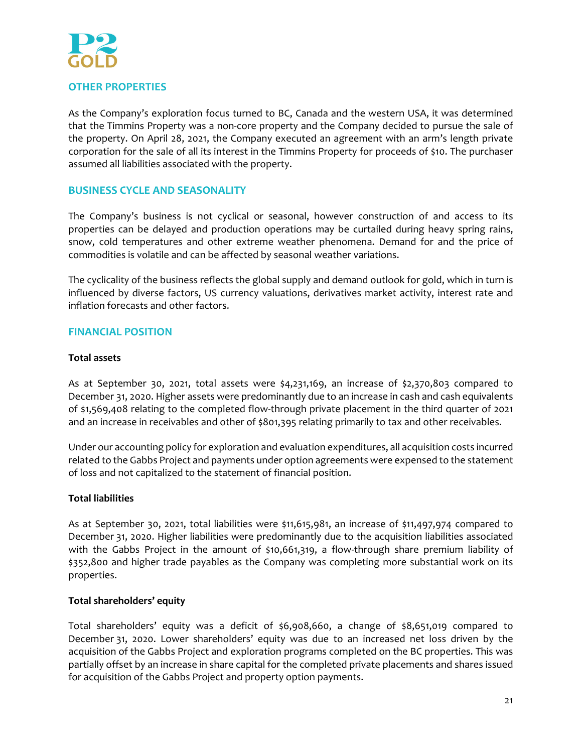## OTHER PROPERTIES

As the Company's exploration focus turned to BC, Canada and the western USA, it was determined that the Timmins Property was a non-core property and the Company decided to pursue the sale of the property. On April 28, 2021, the Company executed an agreement with an arm's length private corporation for the sale of all its interest in the Timmins Property for proceeds of $10. The purchaser assumed all liabilities associated with the property.

## BUSINESS CYCLE AND SEASONALITY

The Company's business is not cyclical or seasonal, however construction of and access to its properties can be delayed and production operations may be curtailed during heavy spring rains, snow, cold temperatures and other extreme weather phenomena. Demand for and the price of commodities is volatile and can be affected by seasonal weather variations.

The cyclicality of the business reflects the global supply and demand outlook for gold, which in turn is influenced by diverse factors, US currency valuations, derivatives market activity, interest rate and inflation forecasts and other factors.

## FINANCIAL POSITION

**Total assets**

As at September 30, 2021, total assets were $4,231,169, an increase of $2,370,803 compared to December 31, 2020. Higher assets were predominantly due to an increase in cash and cash equivalents of $1,569,408 relating to the completed flow-through private placement in the third quarter of 2021 and an increase in receivables and other of $801,395 relating primarily to tax and other receivables.

Under our accounting policy for exploration and evaluation expenditures, all acquisition costs incurred related to the Gabbs Project and payments under option agreements were expensed to the statement of loss and not capitalized to the statement of financial position.

**Total liabilities**

As at September 30, 2021, total liabilities were $11,615,981, an increase of $11,497,974 compared to December 31, 2020. Higher liabilities were predominantly due to the acquisition liabilities associated with the Gabbs Project in the amount of $10,661,319, a flow-through share premium liability of $352,800 and higher trade payables as the Company was completing more substantial work on its properties.

**Total shareholders' equity**

Total shareholders' equity was a deficit of $6,908,660, a change of $8,651,019 compared to December 31, 2020. Lower shareholders' equity was due to an increased net loss driven by the acquisition of the Gabbs Project and exploration programs completed on the BC properties. This was partially offset by an increase in share capital for the completed private placements and shares issued for acquisition of the Gabbs Project and property option payments.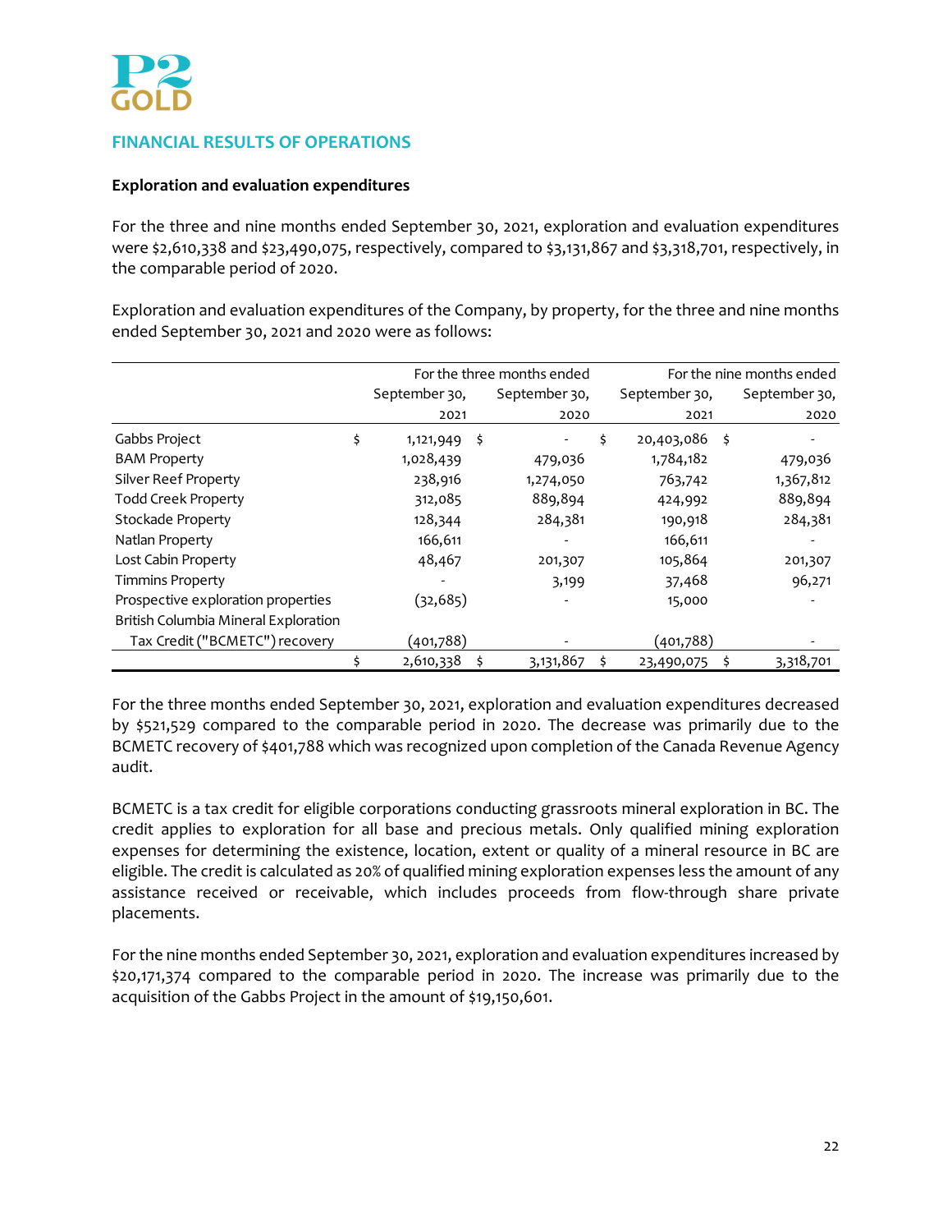## FINANCIAL RESULTS OF OPERATIONS

**Exploration and evaluation expenditures**

For the three and nine months ended September 30, 2021, exploration and evaluation expenditures were $2,610,338 and $23,490,075, respectively, compared to $3,131,867 and $3,318,701, respectively, in the comparable period of 2020.

Exploration and evaluation expenditures of the Company, by property, for the three and nine months ended September 30, 2021 and 2020 were as follows:

| | For the three months ended | | For the nine months ended | |
|---|---|---|---|---|
| | September 30, 2021 | September 30, 2020 | September 30, 2021 | September 30, 2020 |
| Gabbs Project | $ 1,121,949 | $ - | $ 20,403,086 | $ - |
| BAM Property | 1,028,439 | 479,036 | 1,784,182 | 479,036 |
| Silver Reef Property | 238,916 | 1,274,050 | 763,742 | 1,367,812 |
| Todd Creek Property | 312,085 | 889,894 | 424,992 | 889,894 |
| Stockade Property | 128,344 | 284,381 | 190,918 | 284,381 |
| Natlan Property | 166,611 | - | 166,611 | - |
| Lost Cabin Property | 48,467 | 201,307 | 105,864 | 201,307 |
| Timmins Property | - | 3,199 | 37,468 | 96,271 |
| Prospective exploration properties | (32,685) | - | 15,000 | - |
| British Columbia Mineral Exploration Tax Credit ("BCMETC") recovery | (401,788) | - | (401,788) | - |
| | $ 2,610,338 | $ 3,131,867 | $ 23,490,075 | $ 3,318,701 |

For the three months ended September 30, 2021, exploration and evaluation expenditures decreased by $521,529 compared to the comparable period in 2020. The decrease was primarily due to the BCMETC recovery of $401,788 which was recognized upon completion of the Canada Revenue Agency audit.

BCMETC is a tax credit for eligible corporations conducting grassroots mineral exploration in BC. The credit applies to exploration for all base and precious metals. Only qualified mining exploration expenses for determining the existence, location, extent or quality of a mineral resource in BC are eligible. The credit is calculated as 20% of qualified mining exploration expenses less the amount of any assistance received or receivable, which includes proceeds from flow-through share private placements.

For the nine months ended September 30, 2021, exploration and evaluation expenditures increased by $20,171,374 compared to the comparable period in 2020. The increase was primarily due to the acquisition of the Gabbs Project in the amount of $19,150,601.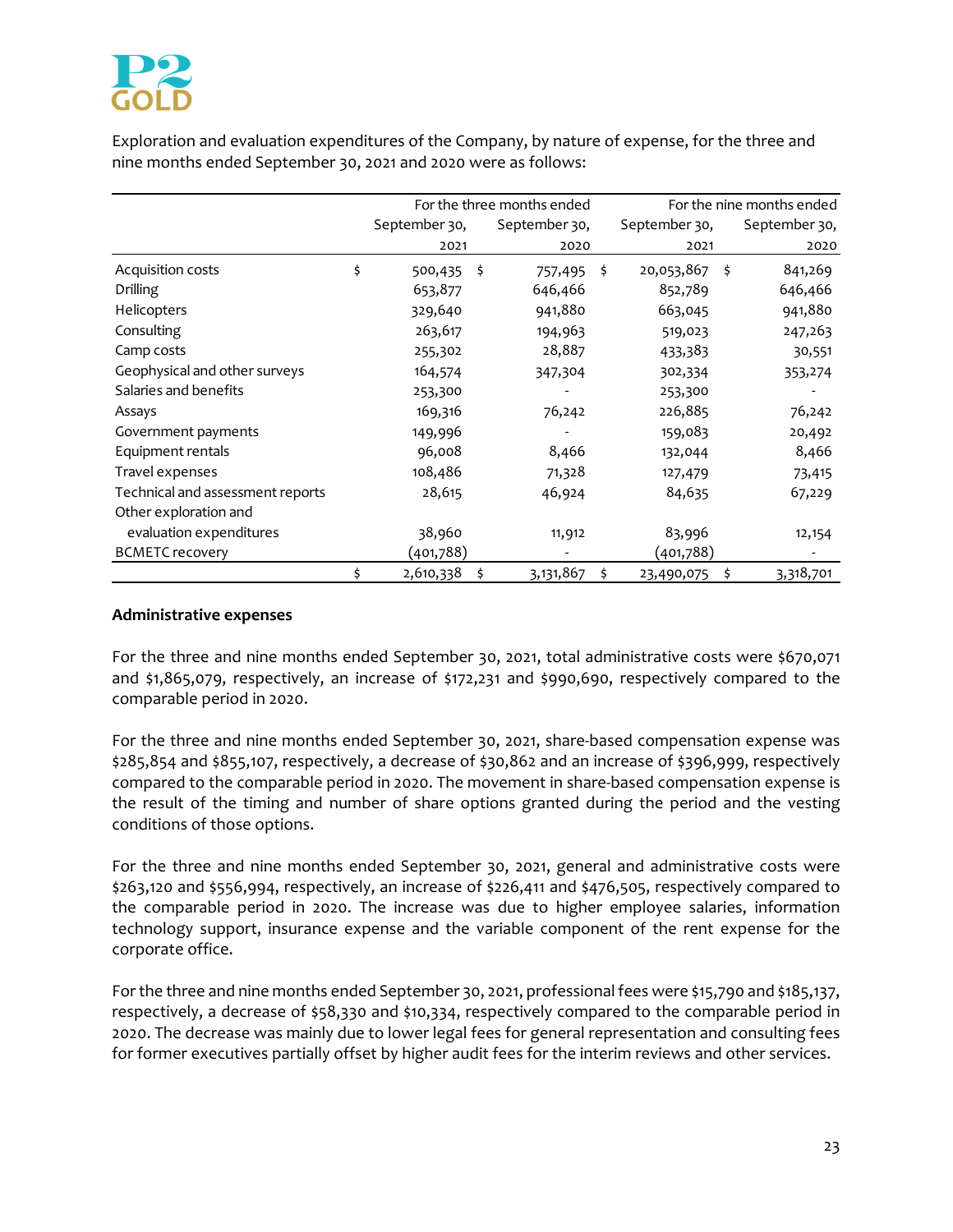Exploration and evaluation expenditures of the Company, by nature of expense, for the three and nine months ended September 30, 2021 and 2020 were as follows:

| | For the three months ended | | For the nine months ended | |
|---|---|---|---|---|
| | September 30, 2021 | September 30, 2020 | September 30, 2021 | September 30, 2020 |
| Acquisition costs | $ 500,435 | $ 757,495 | $ 20,053,867 | $ 841,269 |
| Drilling | 653,877 | 646,466 | 852,789 | 646,466 |
| Helicopters | 329,640 | 941,880 | 663,045 | 941,880 |
| Consulting | 263,617 | 194,963 | 519,023 | 247,263 |
| Camp costs | 255,302 | 28,887 | 433,383 | 30,551 |
| Geophysical and other surveys | 164,574 | 347,304 | 302,334 | 353,274 |
| Salaries and benefits | 253,300 | - | 253,300 | - |
| Assays | 169,316 | 76,242 | 226,885 | 76,242 |
| Government payments | 149,996 | - | 159,083 | 20,492 |
| Equipment rentals | 96,008 | 8,466 | 132,044 | 8,466 |
| Travel expenses | 108,486 | 71,328 | 127,479 | 73,415 |
| Technical and assessment reports | 28,615 | 46,924 | 84,635 | 67,229 |
| Other exploration and evaluation expenditures | 38,960 | 11,912 | 83,996 | 12,154 |
| BCMETC recovery | (401,788) | - | (401,788) | - |
| | $ 2,610,338 | $ 3,131,867 | $ 23,490,075 | $ 3,318,701 |

**Administrative expenses**

For the three and nine months ended September 30, 2021, total administrative costs were $670,071 and $1,865,079, respectively, an increase of $172,231 and $990,690, respectively compared to the comparable period in 2020.

For the three and nine months ended September 30, 2021, share-based compensation expense was $285,854 and $855,107, respectively, a decrease of $30,862 and an increase of $396,999, respectively compared to the comparable period in 2020. The movement in share-based compensation expense is the result of the timing and number of share options granted during the period and the vesting conditions of those options.

For the three and nine months ended September 30, 2021, general and administrative costs were $263,120 and $556,994, respectively, an increase of $226,411 and $476,505, respectively compared to the comparable period in 2020. The increase was due to higher employee salaries, information technology support, insurance expense and the variable component of the rent expense for the corporate office.

For the three and nine months ended September 30, 2021, professional fees were $15,790 and $185,137, respectively, a decrease of $58,330 and $10,334, respectively compared to the comparable period in 2020. The decrease was mainly due to lower legal fees for general representation and consulting fees for former executives partially offset by higher audit fees for the interim reviews and other services.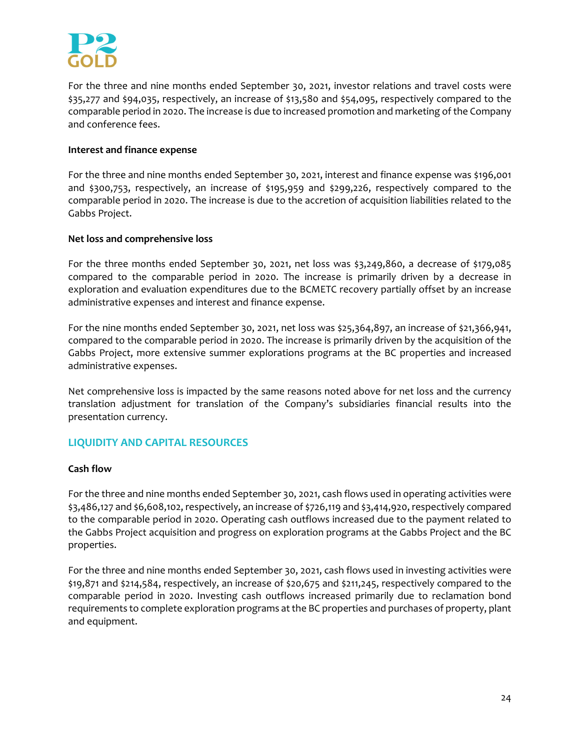For the three and nine months ended September 30, 2021, investor relations and travel costs were $35,277 and $94,035, respectively, an increase of $13,580 and $54,095, respectively compared to the comparable period in 2020. The increase is due to increased promotion and marketing of the Company and conference fees.

**Interest and finance expense**

For the three and nine months ended September 30, 2021, interest and finance expense was $196,001 and $300,753, respectively, an increase of $195,959 and $299,226, respectively compared to the comparable period in 2020. The increase is due to the accretion of acquisition liabilities related to the Gabbs Project.

**Net loss and comprehensive loss**

For the three months ended September 30, 2021, net loss was $3,249,860, a decrease of $179,085 compared to the comparable period in 2020. The increase is primarily driven by a decrease in exploration and evaluation expenditures due to the BCMETC recovery partially offset by an increase administrative expenses and interest and finance expense.

For the nine months ended September 30, 2021, net loss was $25,364,897, an increase of $21,366,941, compared to the comparable period in 2020. The increase is primarily driven by the acquisition of the Gabbs Project, more extensive summer explorations programs at the BC properties and increased administrative expenses.

Net comprehensive loss is impacted by the same reasons noted above for net loss and the currency translation adjustment for translation of the Company's subsidiaries financial results into the presentation currency.

## LIQUIDITY AND CAPITAL RESOURCES

**Cash flow**

For the three and nine months ended September 30, 2021, cash flows used in operating activities were $3,486,127 and $6,608,102, respectively, an increase of $726,119 and $3,414,920, respectively compared to the comparable period in 2020. Operating cash outflows increased due to the payment related to the Gabbs Project acquisition and progress on exploration programs at the Gabbs Project and the BC properties.

For the three and nine months ended September 30, 2021, cash flows used in investing activities were $19,871 and $214,584, respectively, an increase of $20,675 and $211,245, respectively compared to the comparable period in 2020. Investing cash outflows increased primarily due to reclamation bond requirements to complete exploration programs at the BC properties and purchases of property, plant and equipment.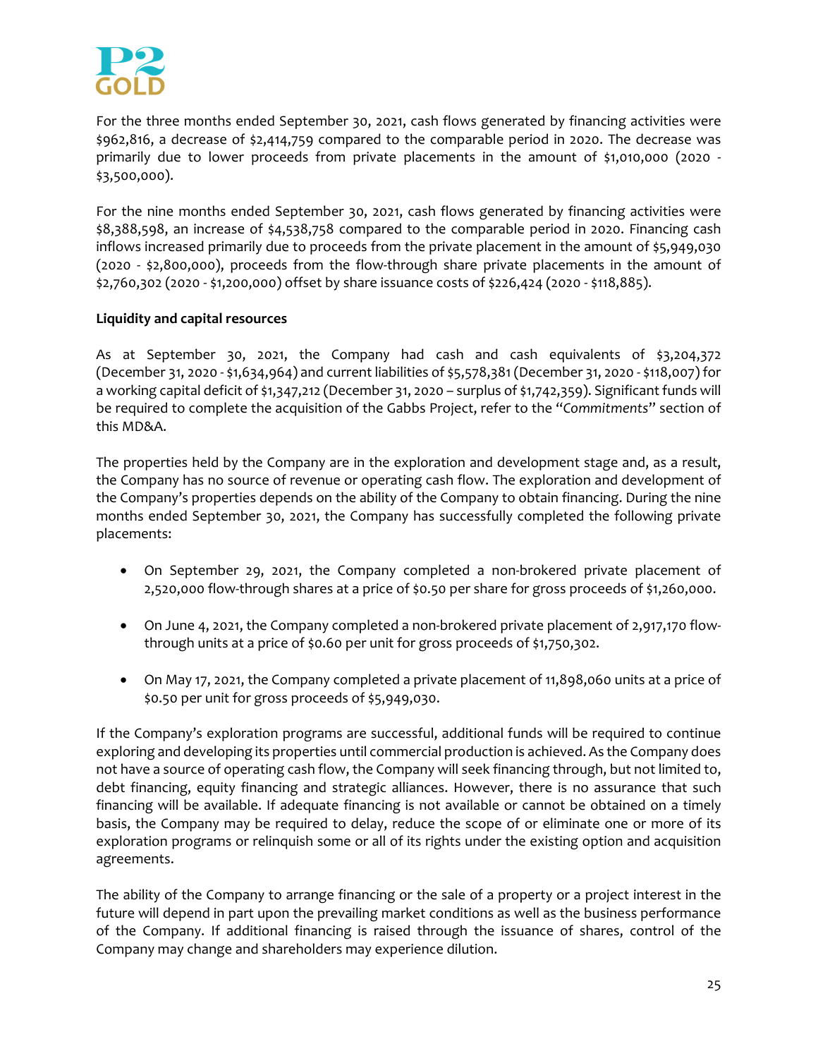For the three months ended September 30, 2021, cash flows generated by financing activities were $962,816, a decrease of $2,414,759 compared to the comparable period in 2020. The decrease was primarily due to lower proceeds from private placements in the amount of $1,010,000 (2020 - $3,500,000).

For the nine months ended September 30, 2021, cash flows generated by financing activities were $8,388,598, an increase of $4,538,758 compared to the comparable period in 2020. Financing cash inflows increased primarily due to proceeds from the private placement in the amount of $5,949,030 (2020 - $2,800,000), proceeds from the flow-through share private placements in the amount of $2,760,302 (2020 - $1,200,000) offset by share issuance costs of $226,424 (2020 - $118,885).

**Liquidity and capital resources**

As at September 30, 2021, the Company had cash and cash equivalents of $3,204,372 (December 31, 2020 - $1,634,964) and current liabilities of $5,578,381 (December 31, 2020 - $118,007) for a working capital deficit of $1,347,212 (December 31, 2020 – surplus of $1,742,359). Significant funds will be required to complete the acquisition of the Gabbs Project, refer to the "*Commitments*" section of this MD&A.

The properties held by the Company are in the exploration and development stage and, as a result, the Company has no source of revenue or operating cash flow. The exploration and development of the Company's properties depends on the ability of the Company to obtain financing. During the nine months ended September 30, 2021, the Company has successfully completed the following private placements:

- On September 29, 2021, the Company completed a non-brokered private placement of 2,520,000 flow-through shares at a price of $0.50 per share for gross proceeds of $1,260,000.
- On June 4, 2021, the Company completed a non-brokered private placement of 2,917,170 flow-through units at a price of $0.60 per unit for gross proceeds of $1,750,302.
- On May 17, 2021, the Company completed a private placement of 11,898,060 units at a price of $0.50 per unit for gross proceeds of $5,949,030.

If the Company's exploration programs are successful, additional funds will be required to continue exploring and developing its properties until commercial production is achieved. As the Company does not have a source of operating cash flow, the Company will seek financing through, but not limited to, debt financing, equity financing and strategic alliances. However, there is no assurance that such financing will be available. If adequate financing is not available or cannot be obtained on a timely basis, the Company may be required to delay, reduce the scope of or eliminate one or more of its exploration programs or relinquish some or all of its rights under the existing option and acquisition agreements.

The ability of the Company to arrange financing or the sale of a property or a project interest in the future will depend in part upon the prevailing market conditions as well as the business performance of the Company. If additional financing is raised through the issuance of shares, control of the Company may change and shareholders may experience dilution.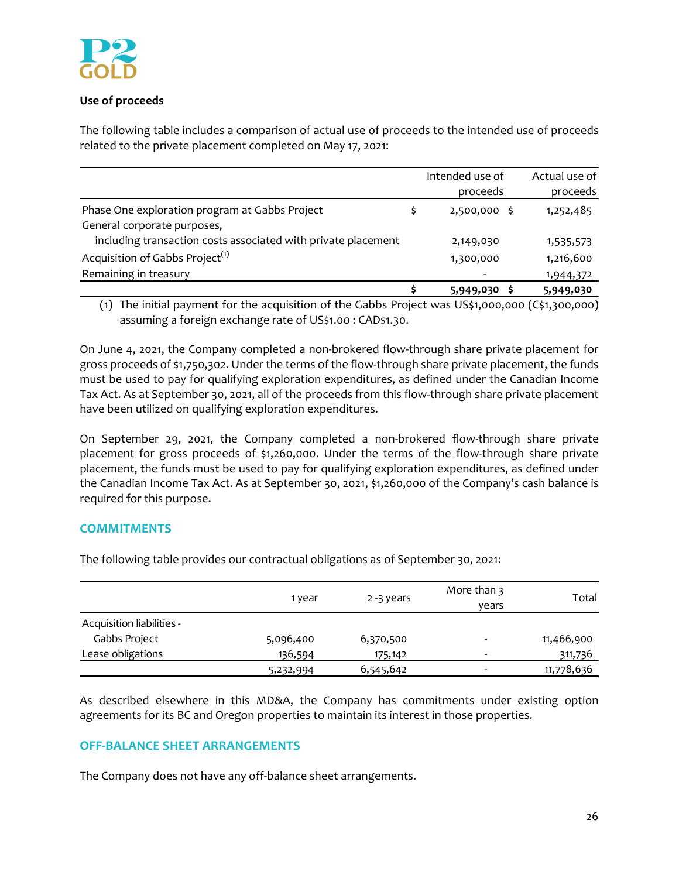### Use of proceeds

The following table includes a comparison of actual use of proceeds to the intended use of proceeds related to the private placement completed on May 17, 2021:

| | Intended use of proceeds | Actual use of proceeds |
|---|---|---|
| Phase One exploration program at Gabbs Project | $ 2,500,000 | $ 1,252,485 |
| General corporate purposes, including transaction costs associated with private placement | 2,149,030 | 1,535,573 |
| Acquisition of Gabbs Project[(1)] | 1,300,000 | 1,216,600 |
| Remaining in treasury | - | 1,944,372 |
| | $ 5,949,030 | $ 5,949,030 |

(1) The initial payment for the acquisition of the Gabbs Project was US$1,000,000 (C$1,300,000) assuming a foreign exchange rate of US$1.00 : CAD$1.30.

On June 4, 2021, the Company completed a non-brokered flow-through share private placement for gross proceeds of $1,750,302. Under the terms of the flow-through share private placement, the funds must be used to pay for qualifying exploration expenditures, as defined under the Canadian Income Tax Act. As at September 30, 2021, all of the proceeds from this flow-through share private placement have been utilized on qualifying exploration expenditures.

On September 29, 2021, the Company completed a non-brokered flow-through share private placement for gross proceeds of $1,260,000. Under the terms of the flow-through share private placement, the funds must be used to pay for qualifying exploration expenditures, as defined under the Canadian Income Tax Act. As at September 30, 2021, $1,260,000 of the Company's cash balance is required for this purpose.

## COMMITMENTS

The following table provides our contractual obligations as of September 30, 2021:

| | 1 year | 2 -3 years | More than 3 years | Total |
|---|---|---|---|---|
| Acquisition liabilities - Gabbs Project | 5,096,400 | 6,370,500 | - | 11,466,900 |
| Lease obligations | 136,594 | 175,142 | - | 311,736 |
| | 5,232,994 | 6,545,642 | - | 11,778,636 |

As described elsewhere in this MD&A, the Company has commitments under existing option agreements for its BC and Oregon properties to maintain its interest in those properties.

## OFF-BALANCE SHEET ARRANGEMENTS

The Company does not have any off-balance sheet arrangements.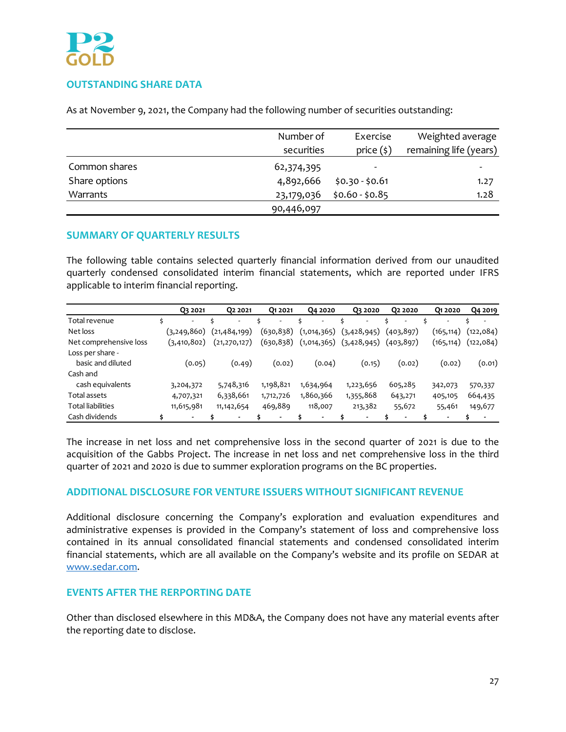## OUTSTANDING SHARE DATA

As at November 9, 2021, the Company had the following number of securities outstanding:

| | Number of securities | Exercise price ($) | Weighted average remaining life (years) |
|---|---|---|---|
| Common shares | 62,374,395 | - | - |
| Share options | 4,892,666 | $0.30 - $0.61 | 1.27 |
| Warrants | 23,179,036 | $0.60 - $0.85 | 1.28 |
| | 90,446,097 | | |

## SUMMARY OF QUARTERLY RESULTS

The following table contains selected quarterly financial information derived from our unaudited quarterly condensed consolidated interim financial statements, which are reported under IFRS applicable to interim financial reporting.

| | Q3 2021 | Q2 2021 | Q1 2021 | Q4 2020 | Q3 2020 | Q2 2020 | Q1 2020 | Q4 2019 |
|---|---|---|---|---|---|---|---|---|
| Total revenue | $ - | $ - | $ - | $ - | $ - | $ - | $ - | $ - |
| Net loss | (3,249,860) | (21,484,199) | (630,838) | (1,014,365) | (3,428,945) | (403,897) | (165,114) | (122,084) |
| Net comprehensive loss | (3,410,802) | (21,270,127) | (630,838) | (1,014,365) | (3,428,945) | (403,897) | (165,114) | (122,084) |
| Loss per share - basic and diluted | (0.05) | (0.49) | (0.02) | (0.04) | (0.15) | (0.02) | (0.02) | (0.01) |
| Cash and cash equivalents | 3,204,372 | 5,748,316 | 1,198,821 | 1,634,964 | 1,223,656 | 605,285 | 342,073 | 570,337 |
| Total assets | 4,707,321 | 6,338,661 | 1,712,726 | 1,860,366 | 1,355,868 | 643,271 | 405,105 | 664,435 |
| Total liabilities | 11,615,981 | 11,142,654 | 469,889 | 118,007 | 213,382 | 55,672 | 55,461 | 149,677 |
| Cash dividends | $ - | $ - | $ - | $ - | $ - | $ - | $ - | $ - |

The increase in net loss and net comprehensive loss in the second quarter of 2021 is due to the acquisition of the Gabbs Project. The increase in net loss and net comprehensive loss in the third quarter of 2021 and 2020 is due to summer exploration programs on the BC properties.

## ADDITIONAL DISCLOSURE FOR VENTURE ISSUERS WITHOUT SIGNIFICANT REVENUE

Additional disclosure concerning the Company's exploration and evaluation expenditures and administrative expenses is provided in the Company's statement of loss and comprehensive loss contained in its annual consolidated financial statements and condensed consolidated interim financial statements, which are all available on the Company's website and its profile on SEDAR at www.sedar.com.

## EVENTS AFTER THE RERPORTING DATE

Other than disclosed elsewhere in this MD&A, the Company does not have any material events after the reporting date to disclose.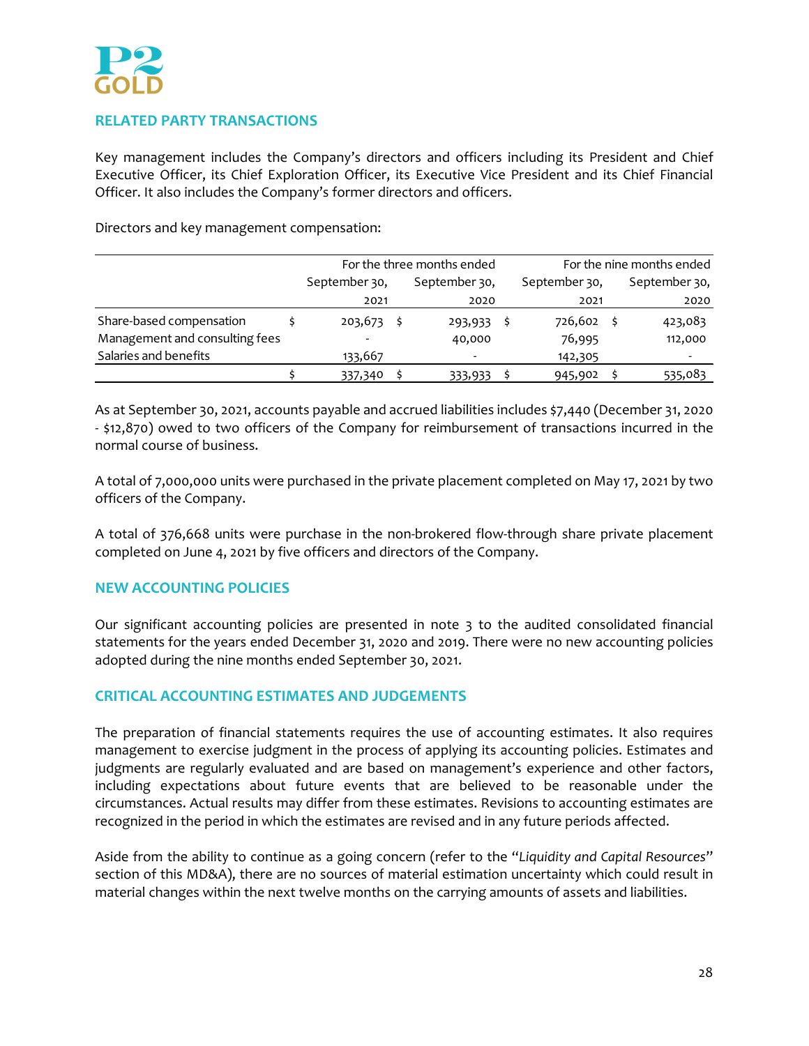## RELATED PARTY TRANSACTIONS

Key management includes the Company's directors and officers including its President and Chief Executive Officer, its Chief Exploration Officer, its Executive Vice President and its Chief Financial Officer. It also includes the Company's former directors and officers.

Directors and key management compensation:

| | For the three months ended | | For the nine months ended | |
|---|---|---|---|---|
| | September 30, 2021 | September 30, 2020 | September 30, 2021 | September 30, 2020 |
| Share-based compensation | $ 203,673 | $ 293,933 | $ 726,602 | $ 423,083 |
| Management and consulting fees | - | 40,000 | 76,995 | 112,000 |
| Salaries and benefits | 133,667 | - | 142,305 | - |
| | $ 337,340 | $ 333,933 | $ 945,902 | $ 535,083 |

As at September 30, 2021, accounts payable and accrued liabilities includes $7,440 (December 31, 2020 - $12,870) owed to two officers of the Company for reimbursement of transactions incurred in the normal course of business.

A total of 7,000,000 units were purchased in the private placement completed on May 17, 2021 by two officers of the Company.

A total of 376,668 units were purchase in the non-brokered flow-through share private placement completed on June 4, 2021 by five officers and directors of the Company.

## NEW ACCOUNTING POLICIES

Our significant accounting policies are presented in note 3 to the audited consolidated financial statements for the years ended December 31, 2020 and 2019. There were no new accounting policies adopted during the nine months ended September 30, 2021.

## CRITICAL ACCOUNTING ESTIMATES AND JUDGEMENTS

The preparation of financial statements requires the use of accounting estimates. It also requires management to exercise judgment in the process of applying its accounting policies. Estimates and judgments are regularly evaluated and are based on management's experience and other factors, including expectations about future events that are believed to be reasonable under the circumstances. Actual results may differ from these estimates. Revisions to accounting estimates are recognized in the period in which the estimates are revised and in any future periods affected.

Aside from the ability to continue as a going concern (refer to the "*Liquidity and Capital Resources*" section of this MD&A), there are no sources of material estimation uncertainty which could result in material changes within the next twelve months on the carrying amounts of assets and liabilities.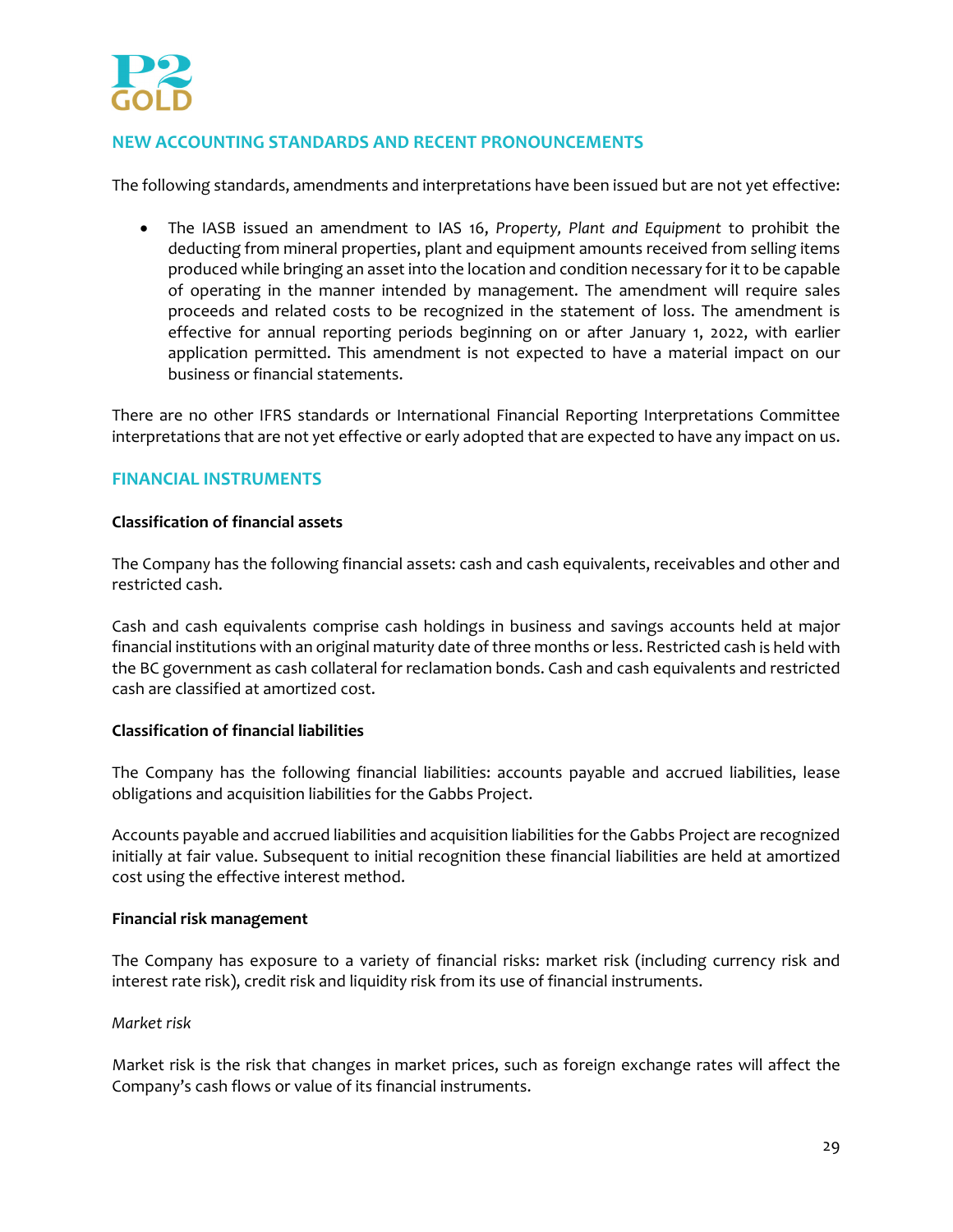## NEW ACCOUNTING STANDARDS AND RECENT PRONOUNCEMENTS

The following standards, amendments and interpretations have been issued but are not yet effective:

- The IASB issued an amendment to IAS 16, *Property, Plant and Equipment* to prohibit the deducting from mineral properties, plant and equipment amounts received from selling items produced while bringing an asset into the location and condition necessary for it to be capable of operating in the manner intended by management. The amendment will require sales proceeds and related costs to be recognized in the statement of loss. The amendment is effective for annual reporting periods beginning on or after January 1, 2022, with earlier application permitted. This amendment is not expected to have a material impact on our business or financial statements.

There are no other IFRS standards or International Financial Reporting Interpretations Committee interpretations that are not yet effective or early adopted that are expected to have any impact on us.

## FINANCIAL INSTRUMENTS

**Classification of financial assets**

The Company has the following financial assets: cash and cash equivalents, receivables and other and restricted cash.

Cash and cash equivalents comprise cash holdings in business and savings accounts held at major financial institutions with an original maturity date of three months or less. Restricted cash is held with the BC government as cash collateral for reclamation bonds. Cash and cash equivalents and restricted cash are classified at amortized cost.

**Classification of financial liabilities**

The Company has the following financial liabilities: accounts payable and accrued liabilities, lease obligations and acquisition liabilities for the Gabbs Project.

Accounts payable and accrued liabilities and acquisition liabilities for the Gabbs Project are recognized initially at fair value. Subsequent to initial recognition these financial liabilities are held at amortized cost using the effective interest method.

**Financial risk management**

The Company has exposure to a variety of financial risks: market risk (including currency risk and interest rate risk), credit risk and liquidity risk from its use of financial instruments.

*Market risk*

Market risk is the risk that changes in market prices, such as foreign exchange rates will affect the Company's cash flows or value of its financial instruments.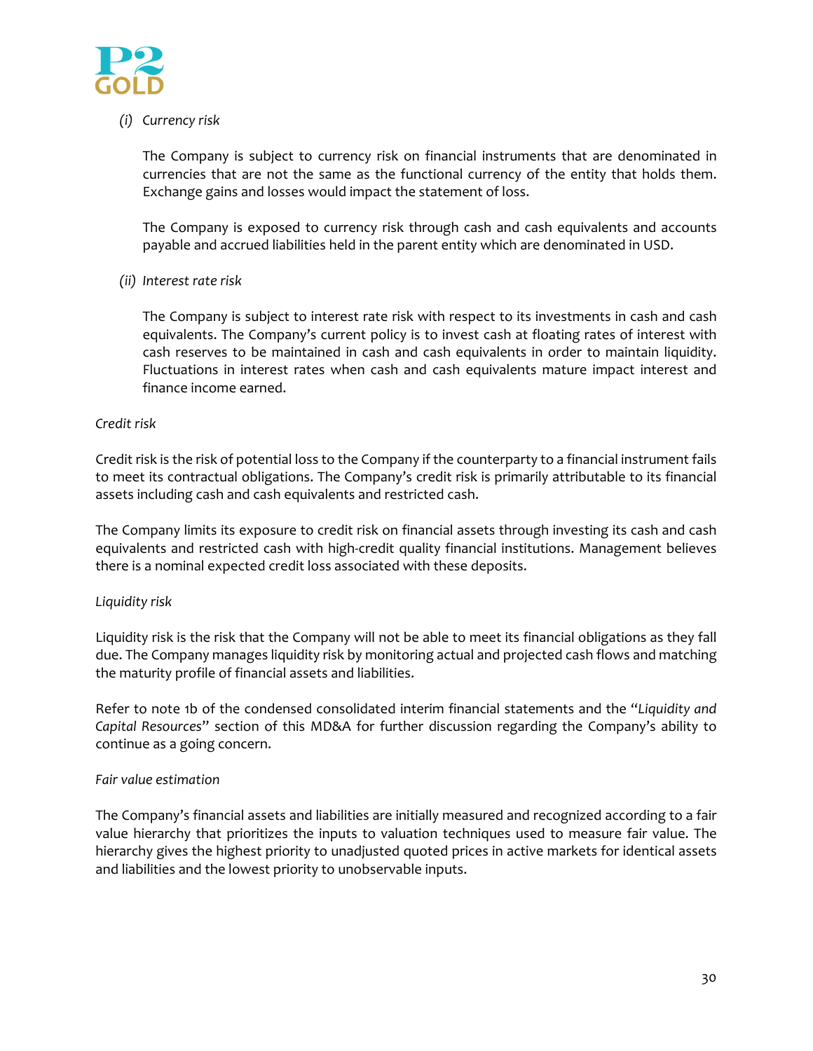*(i) Currency risk*

The Company is subject to currency risk on financial instruments that are denominated in currencies that are not the same as the functional currency of the entity that holds them. Exchange gains and losses would impact the statement of loss.

The Company is exposed to currency risk through cash and cash equivalents and accounts payable and accrued liabilities held in the parent entity which are denominated in USD.

*(ii) Interest rate risk*

The Company is subject to interest rate risk with respect to its investments in cash and cash equivalents. The Company's current policy is to invest cash at floating rates of interest with cash reserves to be maintained in cash and cash equivalents in order to maintain liquidity. Fluctuations in interest rates when cash and cash equivalents mature impact interest and finance income earned.

*Credit risk*

Credit risk is the risk of potential loss to the Company if the counterparty to a financial instrument fails to meet its contractual obligations. The Company's credit risk is primarily attributable to its financial assets including cash and cash equivalents and restricted cash.

The Company limits its exposure to credit risk on financial assets through investing its cash and cash equivalents and restricted cash with high-credit quality financial institutions. Management believes there is a nominal expected credit loss associated with these deposits.

*Liquidity risk*

Liquidity risk is the risk that the Company will not be able to meet its financial obligations as they fall due. The Company manages liquidity risk by monitoring actual and projected cash flows and matching the maturity profile of financial assets and liabilities.

Refer to note 1b of the condensed consolidated interim financial statements and the "*Liquidity and Capital Resources*" section of this MD&A for further discussion regarding the Company's ability to continue as a going concern.

*Fair value estimation*

The Company's financial assets and liabilities are initially measured and recognized according to a fair value hierarchy that prioritizes the inputs to valuation techniques used to measure fair value. The hierarchy gives the highest priority to unadjusted quoted prices in active markets for identical assets and liabilities and the lowest priority to unobservable inputs.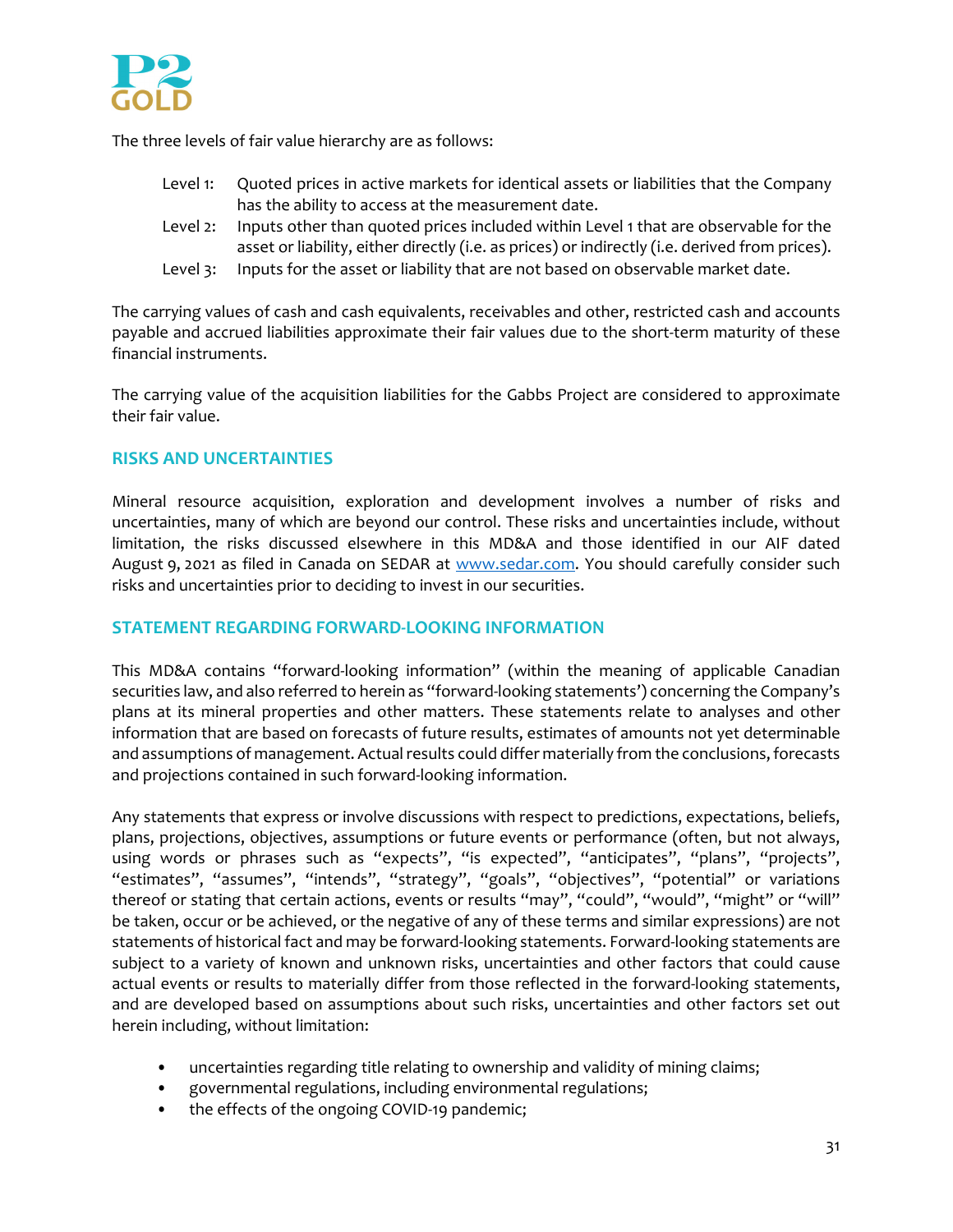The three levels of fair value hierarchy are as follows:

Level 1: Quoted prices in active markets for identical assets or liabilities that the Company has the ability to access at the measurement date.

Level 2: Inputs other than quoted prices included within Level 1 that are observable for the asset or liability, either directly (i.e. as prices) or indirectly (i.e. derived from prices).

Level 3: Inputs for the asset or liability that are not based on observable market date.

The carrying values of cash and cash equivalents, receivables and other, restricted cash and accounts payable and accrued liabilities approximate their fair values due to the short-term maturity of these financial instruments.

The carrying value of the acquisition liabilities for the Gabbs Project are considered to approximate their fair value.

## RISKS AND UNCERTAINTIES

Mineral resource acquisition, exploration and development involves a number of risks and uncertainties, many of which are beyond our control. These risks and uncertainties include, without limitation, the risks discussed elsewhere in this MD&A and those identified in our AIF dated August 9, 2021 as filed in Canada on SEDAR at www.sedar.com. You should carefully consider such risks and uncertainties prior to deciding to invest in our securities.

## STATEMENT REGARDING FORWARD-LOOKING INFORMATION

This MD&A contains "forward-looking information" (within the meaning of applicable Canadian securities law, and also referred to herein as "forward-looking statements') concerning the Company's plans at its mineral properties and other matters. These statements relate to analyses and other information that are based on forecasts of future results, estimates of amounts not yet determinable and assumptions of management. Actual results could differ materially from the conclusions, forecasts and projections contained in such forward-looking information.

Any statements that express or involve discussions with respect to predictions, expectations, beliefs, plans, projections, objectives, assumptions or future events or performance (often, but not always, using words or phrases such as "expects", "is expected", "anticipates", "plans", "projects", "estimates", "assumes", "intends", "strategy", "goals", "objectives", "potential" or variations thereof or stating that certain actions, events or results "may", "could", "would", "might" or "will" be taken, occur or be achieved, or the negative of any of these terms and similar expressions) are not statements of historical fact and may be forward-looking statements. Forward-looking statements are subject to a variety of known and unknown risks, uncertainties and other factors that could cause actual events or results to materially differ from those reflected in the forward-looking statements, and are developed based on assumptions about such risks, uncertainties and other factors set out herein including, without limitation:

- uncertainties regarding title relating to ownership and validity of mining claims;
- governmental regulations, including environmental regulations;
- the effects of the ongoing COVID-19 pandemic;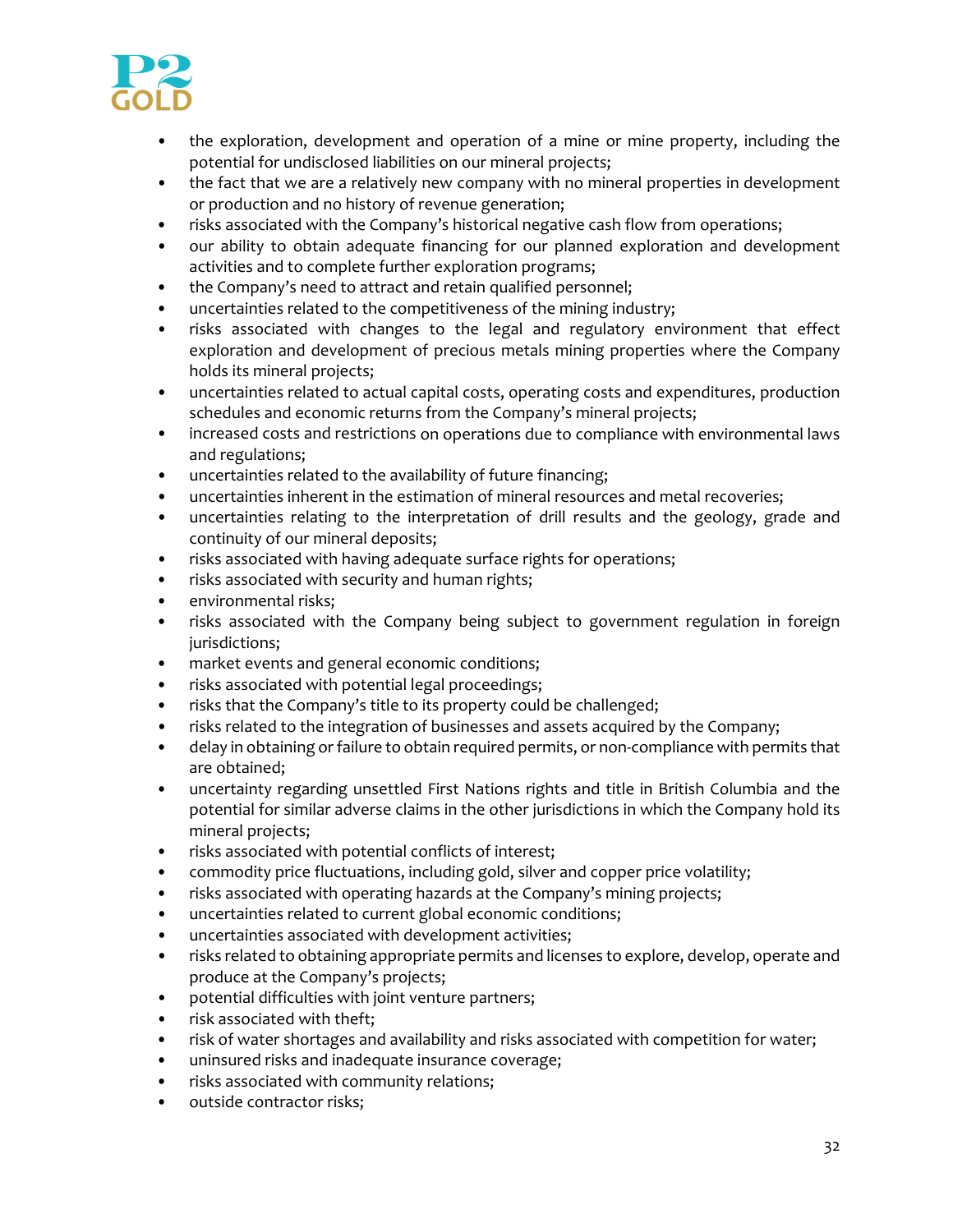- the exploration, development and operation of a mine or mine property, including the potential for undisclosed liabilities on our mineral projects;
- the fact that we are a relatively new company with no mineral properties in development or production and no history of revenue generation;
- risks associated with the Company's historical negative cash flow from operations;
- our ability to obtain adequate financing for our planned exploration and development activities and to complete further exploration programs;
- the Company's need to attract and retain qualified personnel;
- uncertainties related to the competitiveness of the mining industry;
- risks associated with changes to the legal and regulatory environment that effect exploration and development of precious metals mining properties where the Company holds its mineral projects;
- uncertainties related to actual capital costs, operating costs and expenditures, production schedules and economic returns from the Company's mineral projects;
- increased costs and restrictions on operations due to compliance with environmental laws and regulations;
- uncertainties related to the availability of future financing;
- uncertainties inherent in the estimation of mineral resources and metal recoveries;
- uncertainties relating to the interpretation of drill results and the geology, grade and continuity of our mineral deposits;
- risks associated with having adequate surface rights for operations;
- risks associated with security and human rights;
- environmental risks;
- risks associated with the Company being subject to government regulation in foreign jurisdictions;
- market events and general economic conditions;
- risks associated with potential legal proceedings;
- risks that the Company's title to its property could be challenged;
- risks related to the integration of businesses and assets acquired by the Company;
- delay in obtaining or failure to obtain required permits, or non-compliance with permits that are obtained;
- uncertainty regarding unsettled First Nations rights and title in British Columbia and the potential for similar adverse claims in the other jurisdictions in which the Company hold its mineral projects;
- risks associated with potential conflicts of interest;
- commodity price fluctuations, including gold, silver and copper price volatility;
- risks associated with operating hazards at the Company's mining projects;
- uncertainties related to current global economic conditions;
- uncertainties associated with development activities;
- risks related to obtaining appropriate permits and licenses to explore, develop, operate and produce at the Company's projects;
- potential difficulties with joint venture partners;
- risk associated with theft;
- risk of water shortages and availability and risks associated with competition for water;
- uninsured risks and inadequate insurance coverage;
- risks associated with community relations;
- outside contractor risks;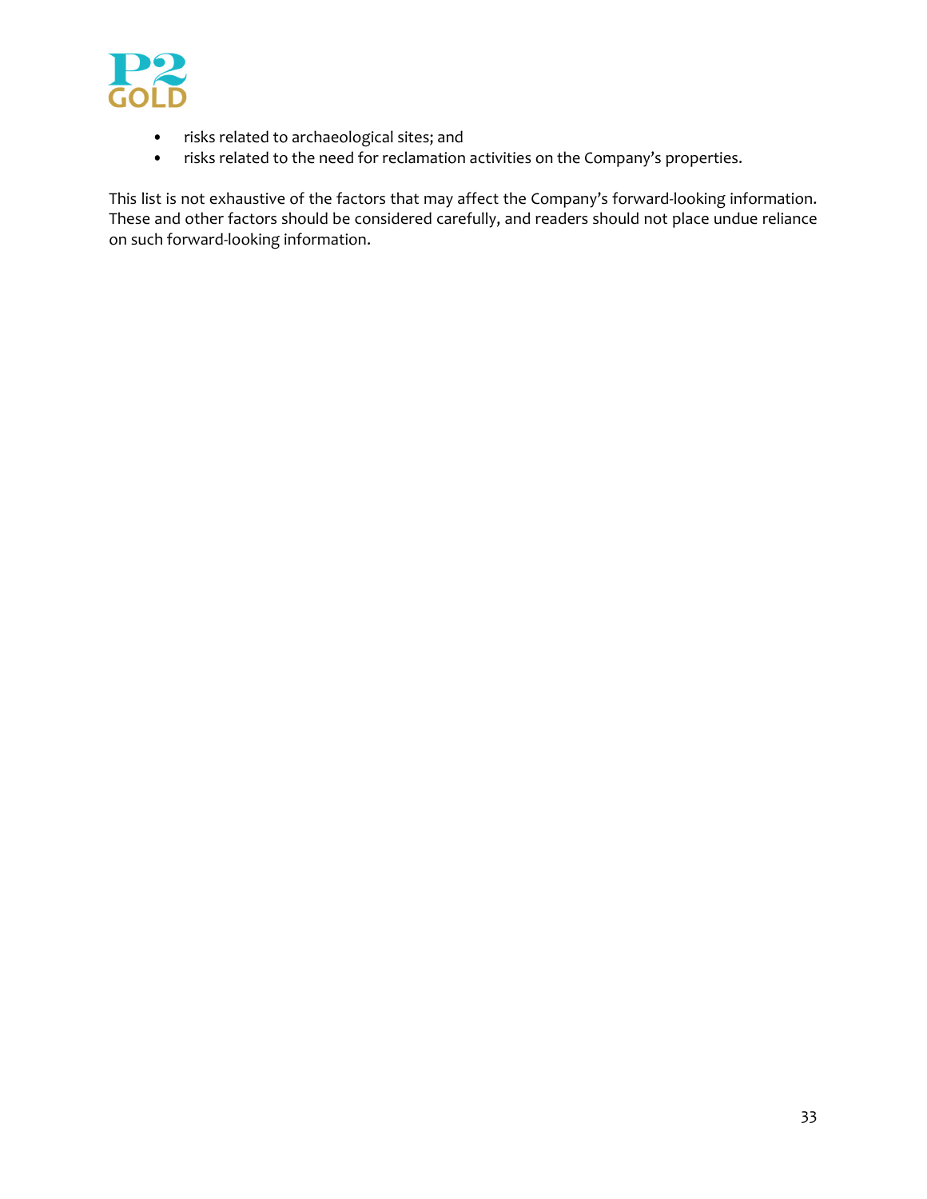- risks related to archaeological sites; and
- risks related to the need for reclamation activities on the Company's properties.

This list is not exhaustive of the factors that may affect the Company's forward-looking information. These and other factors should be considered carefully, and readers should not place undue reliance on such forward-looking information.